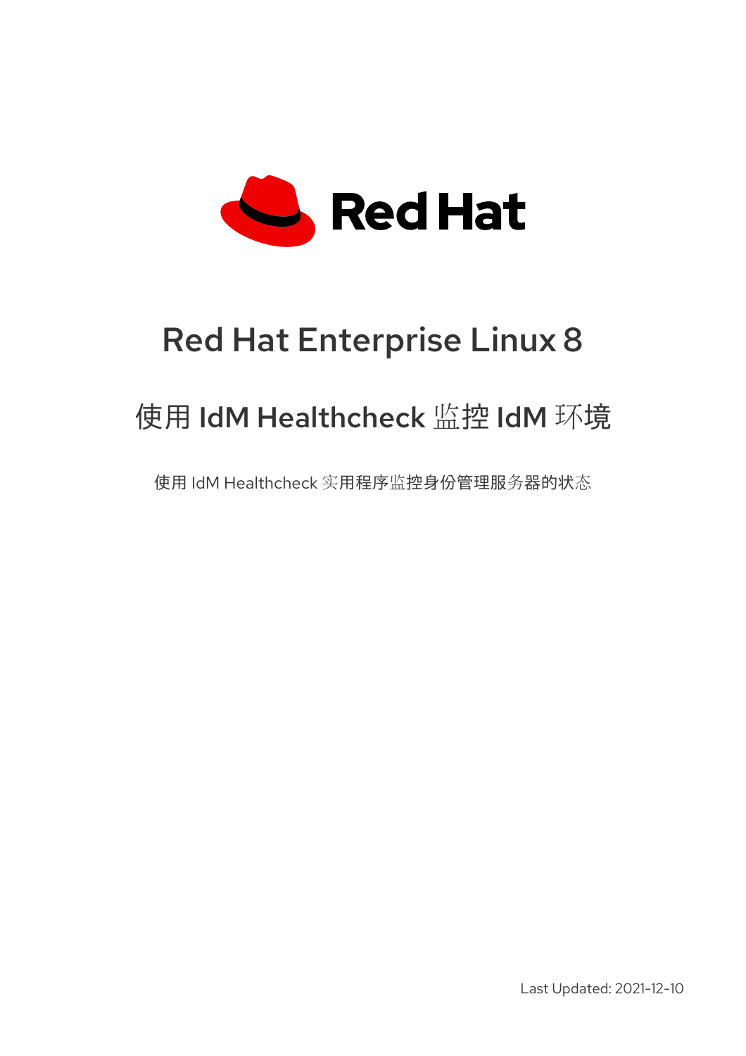Red Hat

# Red Hat Enterprise Linux 8

## 使用 IdM Healthcheck 监控 IdM 环境

使用 IdM Healthcheck 实用程序监控身份管理服务器的状态

Last Updated: 2021-12-10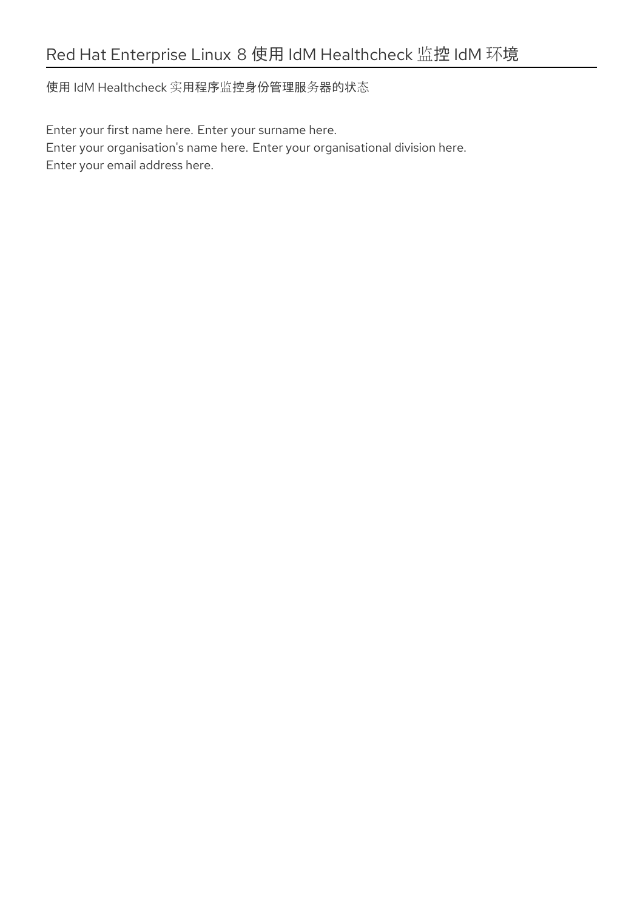# Red Hat Enterprise Linux 8 使用 IdM Healthcheck 监控 IdM 环境

使用 IdM Healthcheck 实用程序监控身份管理服务器的状态

Enter your first name here. Enter your surname here.
Enter your organisation's name here. Enter your organisational division here.
Enter your email address here.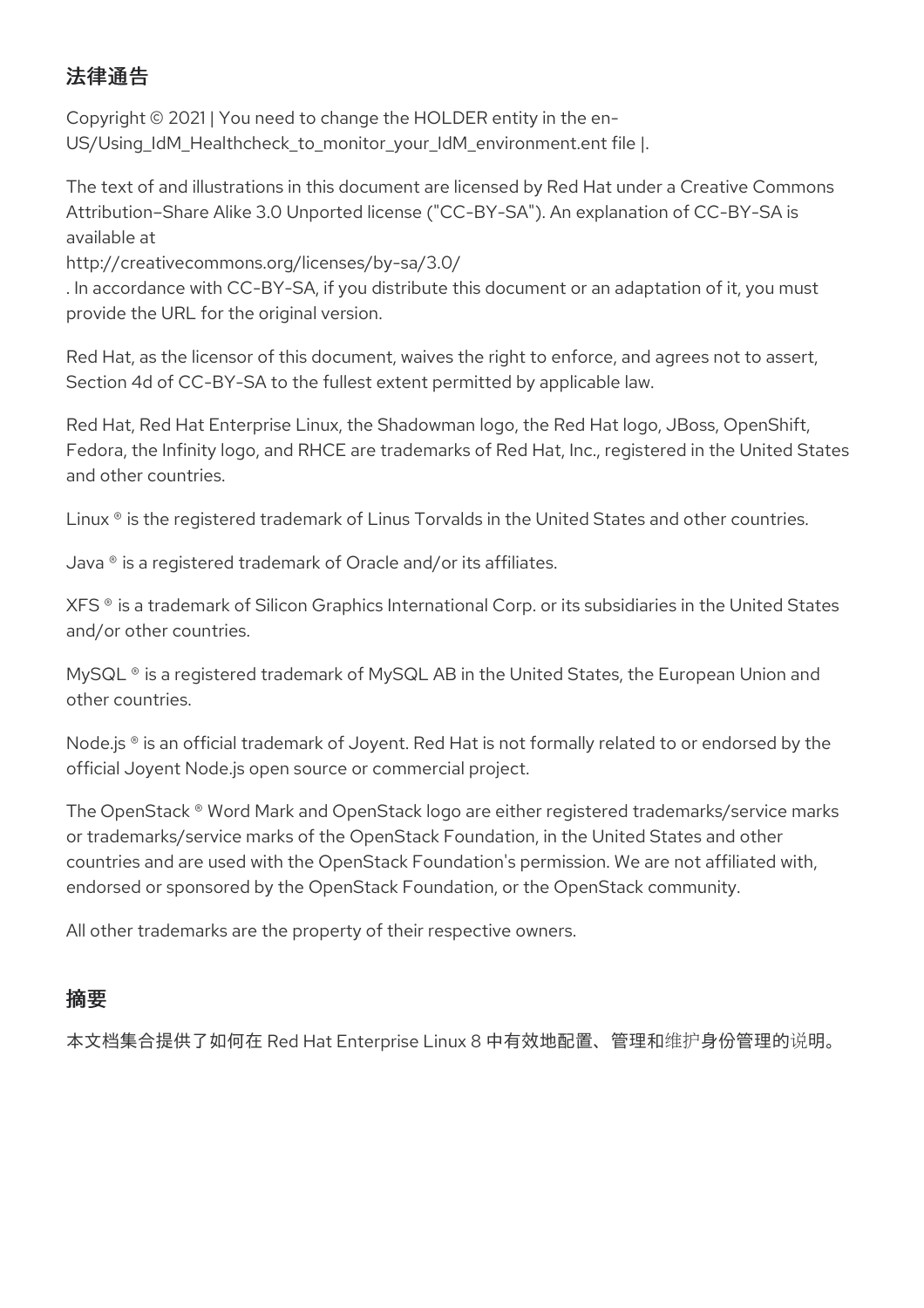## 法律通告

Copyright © 2021 | You need to change the HOLDER entity in the en-US/Using_IdM_Healthcheck_to_monitor_your_IdM_environment.ent file |.

The text of and illustrations in this document are licensed by Red Hat under a Creative Commons Attribution–Share Alike 3.0 Unported license ("CC-BY-SA"). An explanation of CC-BY-SA is available at
http://creativecommons.org/licenses/by-sa/3.0/
. In accordance with CC-BY-SA, if you distribute this document or an adaptation of it, you must provide the URL for the original version.

Red Hat, as the licensor of this document, waives the right to enforce, and agrees not to assert, Section 4d of CC-BY-SA to the fullest extent permitted by applicable law.

Red Hat, Red Hat Enterprise Linux, the Shadowman logo, the Red Hat logo, JBoss, OpenShift, Fedora, the Infinity logo, and RHCE are trademarks of Red Hat, Inc., registered in the United States and other countries.

Linux ® is the registered trademark of Linus Torvalds in the United States and other countries.

Java ® is a registered trademark of Oracle and/or its affiliates.

XFS ® is a trademark of Silicon Graphics International Corp. or its subsidiaries in the United States and/or other countries.

MySQL ® is a registered trademark of MySQL AB in the United States, the European Union and other countries.

Node.js ® is an official trademark of Joyent. Red Hat is not formally related to or endorsed by the official Joyent Node.js open source or commercial project.

The OpenStack ® Word Mark and OpenStack logo are either registered trademarks/service marks or trademarks/service marks of the OpenStack Foundation, in the United States and other countries and are used with the OpenStack Foundation's permission. We are not affiliated with, endorsed or sponsored by the OpenStack Foundation, or the OpenStack community.

All other trademarks are the property of their respective owners.

## 摘要

本文档集合提供了如何在 Red Hat Enterprise Linux 8 中有效地配置、管理和维护身份管理的说明。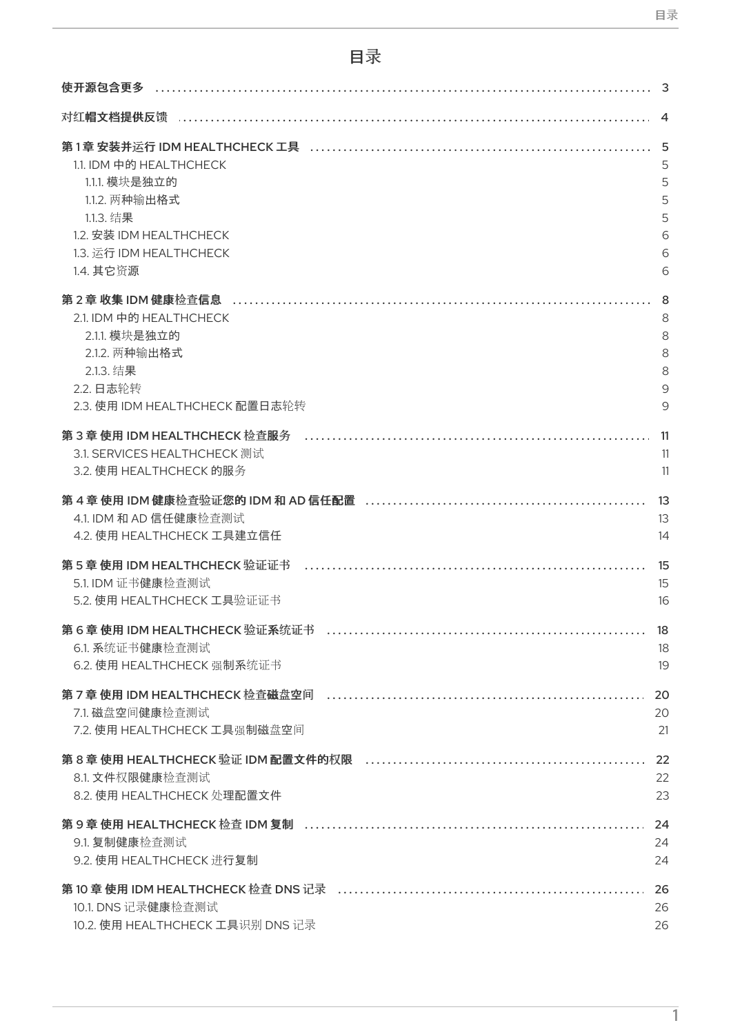# 目录

- 使开源包含更多 .......... 3
- 对红帽文档提供反馈 .......... 4
- 第 1 章 安装并运行 IDM HEALTHCHECK 工具 .......... 5
  - 1.1. IDM 中的 HEALTHCHECK 5
    - 1.1.1. 模块是独立的 5
    - 1.1.2. 两种输出格式 5
    - 1.1.3. 结果 5
  - 1.2. 安装 IDM HEALTHCHECK 6
  - 1.3. 运行 IDM HEALTHCHECK 6
  - 1.4. 其它资源 6
- 第 2 章 收集 IDM 健康检查信息 .......... 8
  - 2.1. IDM 中的 HEALTHCHECK 8
    - 2.1.1. 模块是独立的 8
    - 2.1.2. 两种输出格式 8
    - 2.1.3. 结果 8
  - 2.2. 日志轮转 9
  - 2.3. 使用 IDM HEALTHCHECK 配置日志轮转 9
- 第 3 章 使用 IDM HEALTHCHECK 检查服务 .......... 11
  - 3.1. SERVICES HEALTHCHECK 测试 11
  - 3.2. 使用 HEALTHCHECK 的服务 11
- 第 4 章 使用 IDM 健康检查验证您的 IDM 和 AD 信任配置 .......... 13
  - 4.1. IDM 和 AD 信任健康检查测试 13
  - 4.2. 使用 HEALTHCHECK 工具建立信任 14
- 第 5 章 使用 IDM HEALTHCHECK 验证证书 .......... 15
  - 5.1. IDM 证书健康检查测试 15
  - 5.2. 使用 HEALTHCHECK 工具验证证书 16
- 第 6 章 使用 IDM HEALTHCHECK 验证系统证书 .......... 18
  - 6.1. 系统证书健康检查测试 18
  - 6.2. 使用 HEALTHCHECK 强制系统证书 19
- 第 7 章 使用 IDM HEALTHCHECK 检查磁盘空间 .......... 20
  - 7.1. 磁盘空间健康检查测试 20
  - 7.2. 使用 HEALTHCHECK 工具强制磁盘空间 21
- 第 8 章 使用 HEALTHCHECK 验证 IDM 配置文件的权限 .......... 22
  - 8.1. 文件权限健康检查测试 22
  - 8.2. 使用 HEALTHCHECK 处理配置文件 23
- 第 9 章 使用 HEALTHCHECK 检查 IDM 复制 .......... 24
  - 9.1. 复制健康检查测试 24
  - 9.2. 使用 HEALTHCHECK 进行复制 24
- 第 10 章 使用 IDM HEALTHCHECK 检查 DNS 记录 .......... 26
  - 10.1. DNS 记录健康检查测试 26
  - 10.2. 使用 HEALTHCHECK 工具识别 DNS 记录 26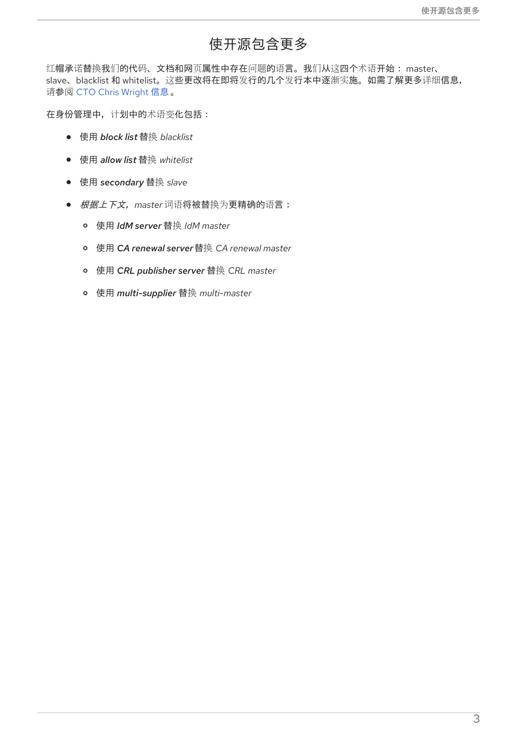# 使开源包含更多

红帽承诺替换我们的代码、文档和网页属性中存在问题的语言。我们从这四个术语开始： master、slave、blacklist 和 whitelist。这些更改将在即将发行的几个发行本中逐渐实施。如需了解更多详细信息，请参阅 CTO Chris Wright 信息。

在身份管理中，计划中的术语变化包括：

- 使用 ***block list*** 替换 *blacklist*
- 使用 ***allow list*** 替换 *whitelist*
- 使用 ***secondary*** 替换 *slave*
- *根据上下文，master* 词语将被替换为更精确的语言：
  - 使用 ***IdM server*** 替换 *IdM master*
  - 使用 ***CA renewal server*** 替换 *CA renewal master*
  - 使用 ***CRL publisher server*** 替换 *CRL master*
  - 使用 ***multi-supplier*** 替换 *multi-master*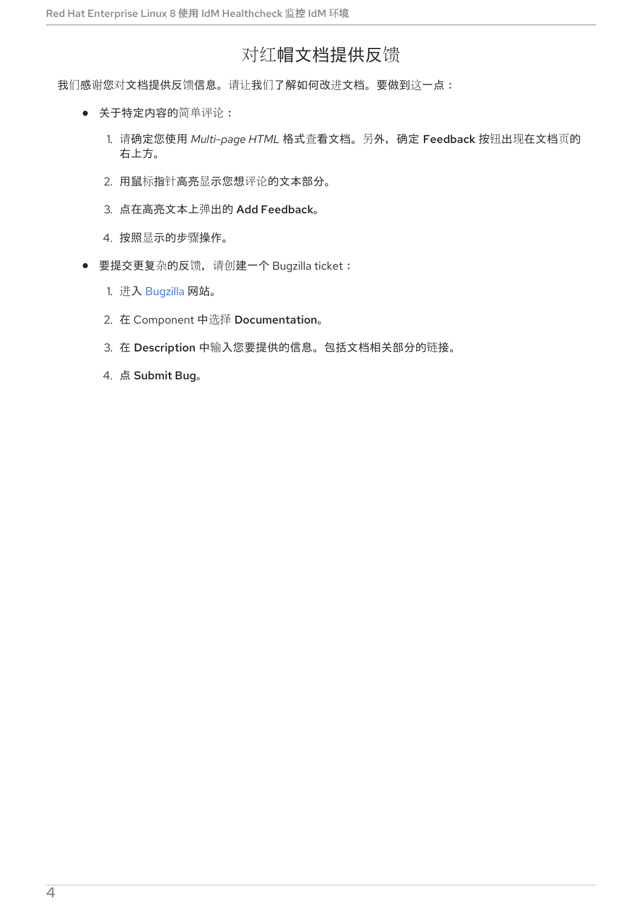# 对红帽文档提供反馈

我们感谢您对文档提供反馈信息。请让我们了解如何改进文档。要做到这一点：

- 关于特定内容的简单评论：
  1. 请确定您使用 *Multi-page HTML* 格式查看文档。另外，确定 **Feedback** 按钮出现在文档页的右上方。
  2. 用鼠标指针高亮显示您想评论的文本部分。
  3. 点在高亮文本上弹出的 **Add Feedback**。
  4. 按照显示的步骤操作。
- 要提交更复杂的反馈，请创建一个 Bugzilla ticket：
  1. 进入 Bugzilla 网站。
  2. 在 Component 中选择 **Documentation**。
  3. 在 **Description** 中输入您要提供的信息。包括文档相关部分的链接。
  4. 点 **Submit Bug**。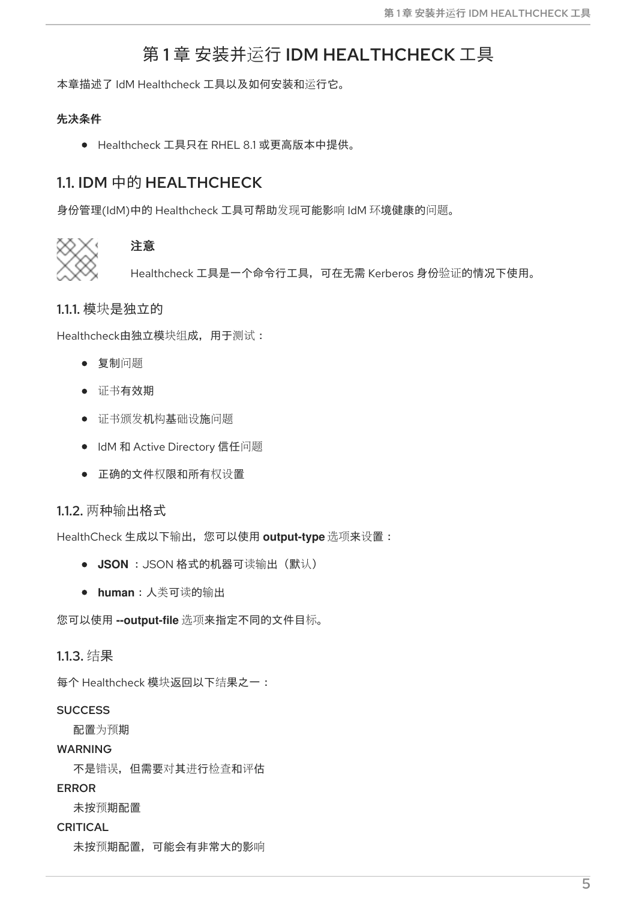# 第 1 章 安装并运行 IDM HEALTHCHECK 工具

本章描述了 IdM Healthcheck 工具以及如何安装和运行它。

**先决条件**

- Healthcheck 工具只在 RHEL 8.1 或更高版本中提供。

## 1.1. IDM 中的 HEALTHCHECK

身份管理(IdM)中的 Healthcheck 工具可帮助发现可能影响 IdM 环境健康的问题。

> **注意**
>
> Healthcheck 工具是一个命令行工具，可在无需 Kerberos 身份验证的情况下使用。

### 1.1.1. 模块是独立的

Healthcheck由独立模块组成，用于测试：

- 复制问题
- 证书有效期
- 证书颁发机构基础设施问题
- IdM 和 Active Directory 信任问题
- 正确的文件权限和所有权设置

### 1.1.2. 两种输出格式

HealthCheck 生成以下输出，您可以使用 **output-type** 选项来设置：

- **JSON** ：JSON 格式的机器可读输出（默认）
- **human**：人类可读的输出

您可以使用 **--output-file** 选项来指定不同的文件目标。

### 1.1.3. 结果

每个 Healthcheck 模块返回以下结果之一：

SUCCESS
: 配置为预期

WARNING
: 不是错误，但需要对其进行检查和评估

ERROR
: 未按预期配置

CRITICAL
: 未按预期配置，可能会有非常大的影响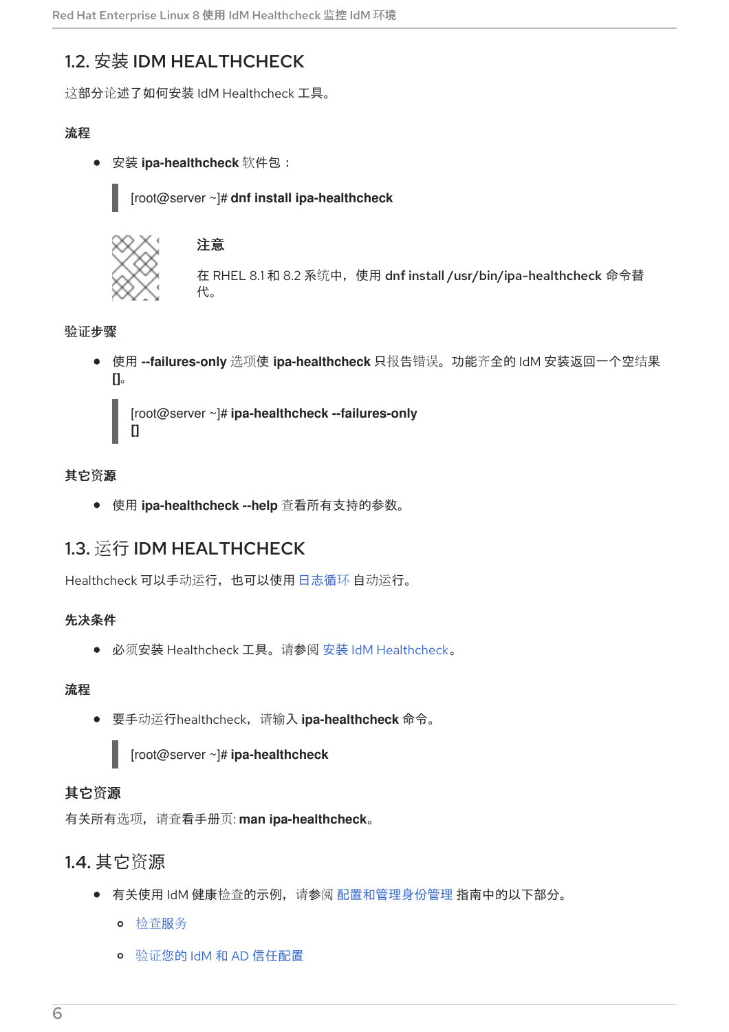## 1.2. 安装 IDM HEALTHCHECK

这部分论述了如何安装 IdM Healthcheck 工具。

### 流程

- 安装 **ipa-healthcheck** 软件包：

```
[root@server ~]# dnf install ipa-healthcheck
```

> **注意**
>
> 在 RHEL 8.1 和 8.2 系统中，使用 **dnf install /usr/bin/ipa-healthcheck** 命令替代。

### 验证步骤

- 使用 **--failures-only** 选项使 **ipa-healthcheck** 只报告错误。功能齐全的 IdM 安装返回一个空结果 **[]**。

```
[root@server ~]# ipa-healthcheck --failures-only
[]
```

### 其它资源

- 使用 **ipa-healthcheck --help** 查看所有支持的参数。

## 1.3. 运行 IDM HEALTHCHECK

Healthcheck 可以手动运行，也可以使用 日志循环 自动运行。

### 先决条件

- 必须安装 Healthcheck 工具。请参阅 安装 IdM Healthcheck。

### 流程

- 要手动运行healthcheck，请输入 **ipa-healthcheck** 命令。

```
[root@server ~]# ipa-healthcheck
```

### 其它资源

有关所有选项，请查看手册页: **man ipa-healthcheck**。

## 1.4. 其它资源

- 有关使用 IdM 健康检查的示例，请参阅 配置和管理身份管理 指南中的以下部分。
  - 检查服务
  - 验证您的 IdM 和 AD 信任配置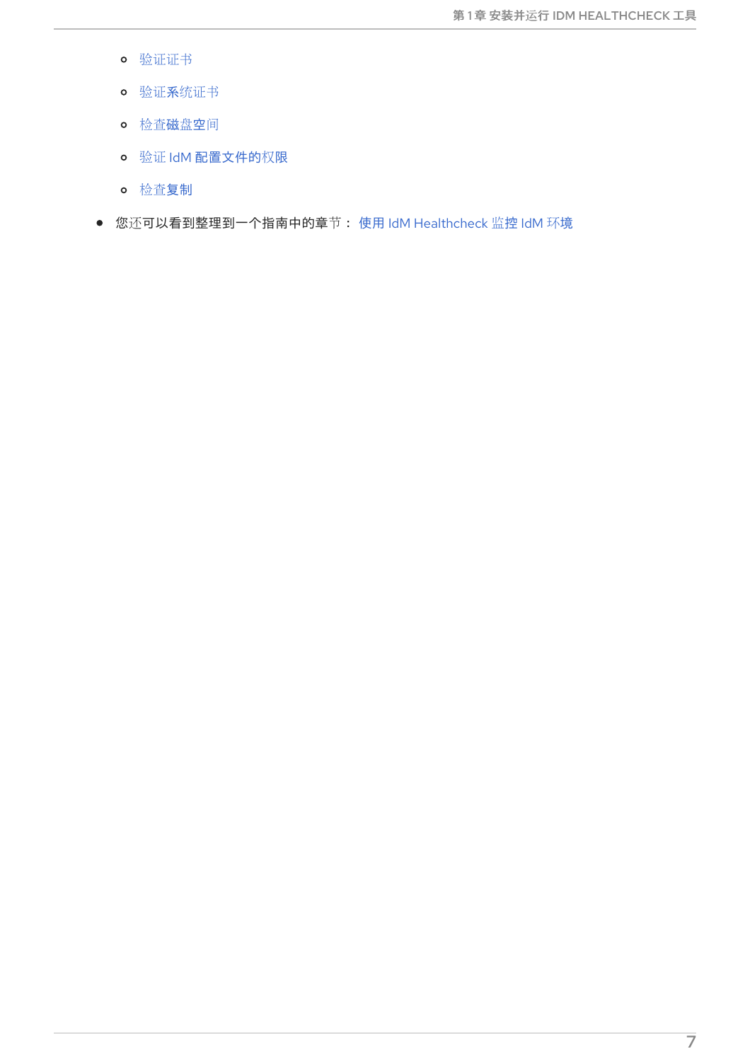- 验证证书
    - 验证系统证书
    - 检查磁盘空间
    - 验证 IdM 配置文件的权限
    - 检查复制
- 您还可以看到整理到一个指南中的章节： 使用 IdM Healthcheck 监控 IdM 环境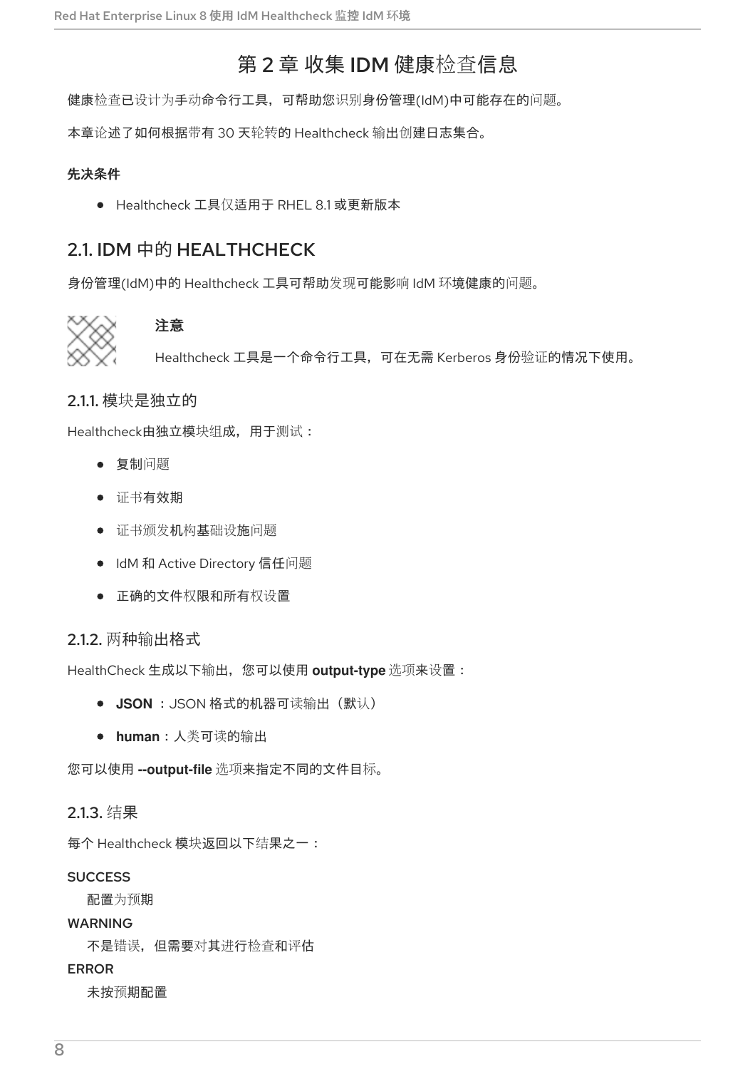# 第 2 章 收集 IDM 健康检查信息

健康检查已设计为手动命令行工具，可帮助您识别身份管理(IdM)中可能存在的问题。

本章论述了如何根据带有 30 天轮转的 Healthcheck 输出创建日志集合。

**先决条件**

- Healthcheck 工具仅适用于 RHEL 8.1 或更新版本

## 2.1. IDM 中的 HEALTHCHECK

身份管理(IdM)中的 Healthcheck 工具可帮助发现可能影响 IdM 环境健康的问题。

> **注意**
>
> Healthcheck 工具是一个命令行工具，可在无需 Kerberos 身份验证的情况下使用。

### 2.1.1. 模块是独立的

Healthcheck由独立模块组成，用于测试：

- 复制问题
- 证书有效期
- 证书颁发机构基础设施问题
- IdM 和 Active Directory 信任问题
- 正确的文件权限和所有权设置

### 2.1.2. 两种输出格式

HealthCheck 生成以下输出，您可以使用 **output-type** 选项来设置：

- **JSON** ：JSON 格式的机器可读输出（默认）
- **human**：人类可读的输出

您可以使用 **--output-file** 选项来指定不同的文件目标。

### 2.1.3. 结果

每个 Healthcheck 模块返回以下结果之一：

SUCCESS
: 配置为预期

WARNING
: 不是错误，但需要对其进行检查和评估

ERROR
: 未按预期配置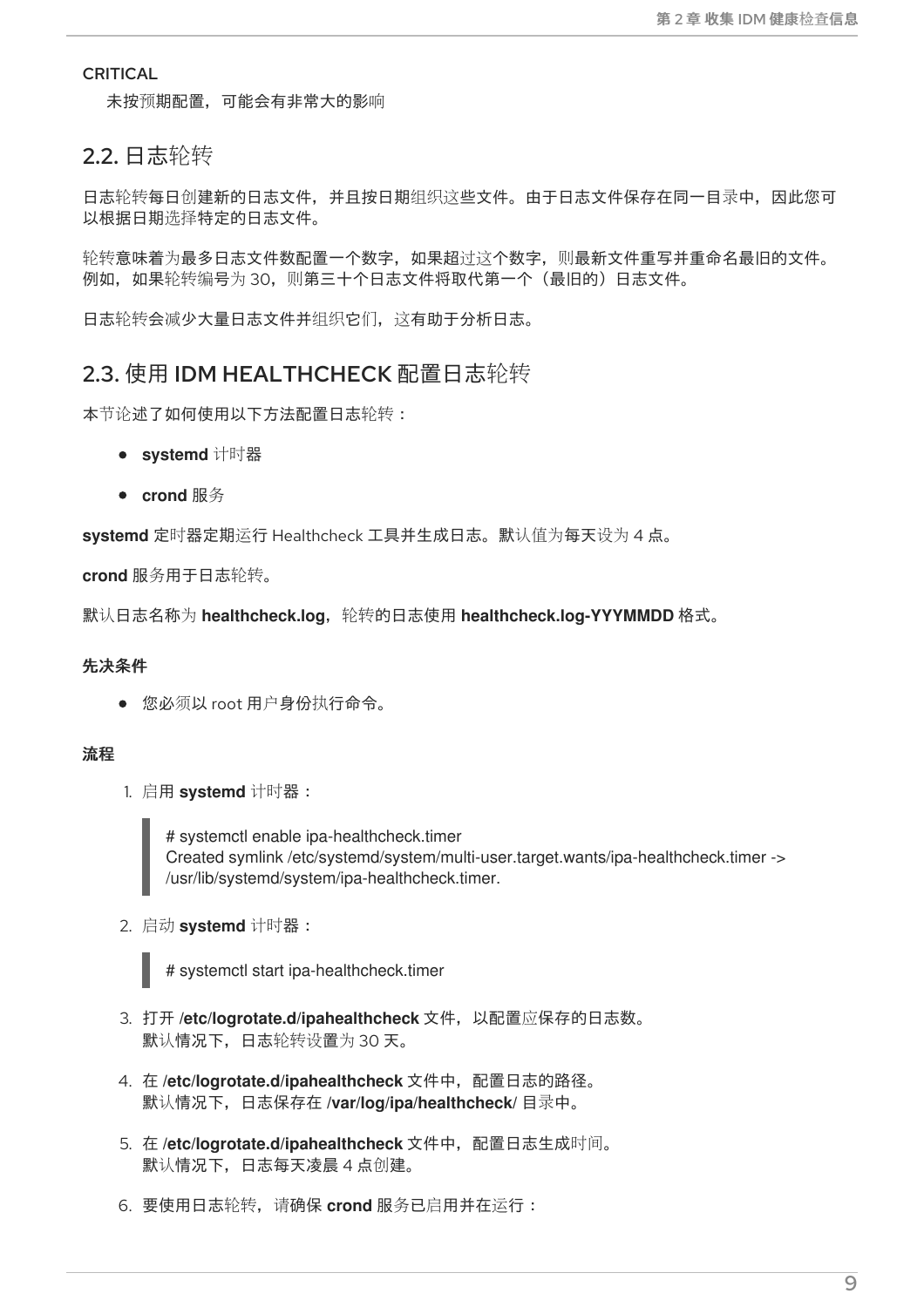CRITICAL

未按预期配置，可能会有非常大的影响

## 2.2. 日志轮转

日志轮转每日创建新的日志文件，并且按日期组织这些文件。由于日志文件保存在同一目录中，因此您可以根据日期选择特定的日志文件。

轮转意味着为最多日志文件数配置一个数字，如果超过这个数字，则最新文件重写并重命名最旧的文件。例如，如果轮转编号为 30，则第三十个日志文件将取代第一个（最旧的）日志文件。

日志轮转会减少大量日志文件并组织它们，这有助于分析日志。

## 2.3. 使用 IDM HEALTHCHECK 配置日志轮转

本节论述了如何使用以下方法配置日志轮转：

- **systemd** 计时器
- **crond** 服务

**systemd** 定时器定期运行 Healthcheck 工具并生成日志。默认值为每天设为 4 点。

**crond** 服务用于日志轮转。

默认日志名称为 **healthcheck.log**，轮转的日志使用 **healthcheck.log-YYYMMDD** 格式。

#### 先决条件

- 您必须以 root 用户身份执行命令。

#### 流程

1. 启用 **systemd** 计时器：

```
# systemctl enable ipa-healthcheck.timer
Created symlink /etc/systemd/system/multi-user.target.wants/ipa-healthcheck.timer ->
/usr/lib/systemd/system/ipa-healthcheck.timer.
```

2. 启动 **systemd** 计时器：

```
# systemctl start ipa-healthcheck.timer
```

3. 打开 **/etc/logrotate.d/ipahealthcheck** 文件，以配置应保存的日志数。
   默认情况下，日志轮转设置为 30 天。

4. 在 **/etc/logrotate.d/ipahealthcheck** 文件中，配置日志的路径。
   默认情况下，日志保存在 **/var/log/ipa/healthcheck/** 目录中。

5. 在 **/etc/logrotate.d/ipahealthcheck** 文件中，配置日志生成时间。
   默认情况下，日志每天凌晨 4 点创建。

6. 要使用日志轮转，请确保 **crond** 服务已启用并在运行：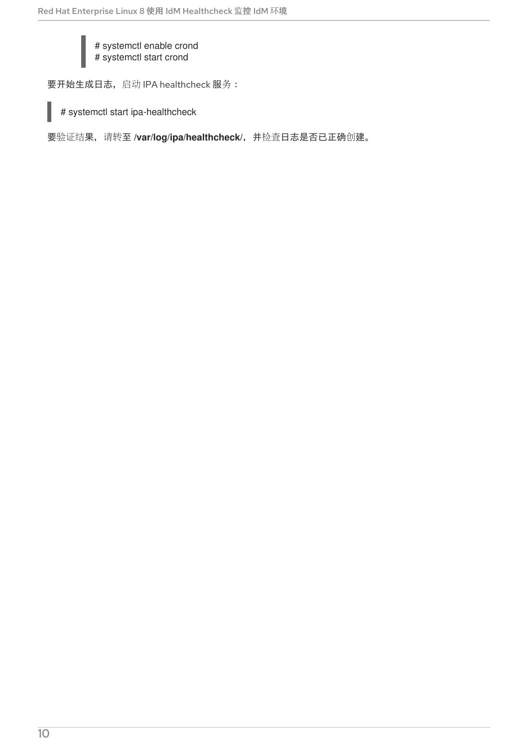```
# systemctl enable crond
# systemctl start crond
```

要开始生成日志，启动 IPA healthcheck 服务：

```
# systemctl start ipa-healthcheck
```

要验证结果，请转至 **/var/log/ipa/healthcheck/**，并检查日志是否已正确创建。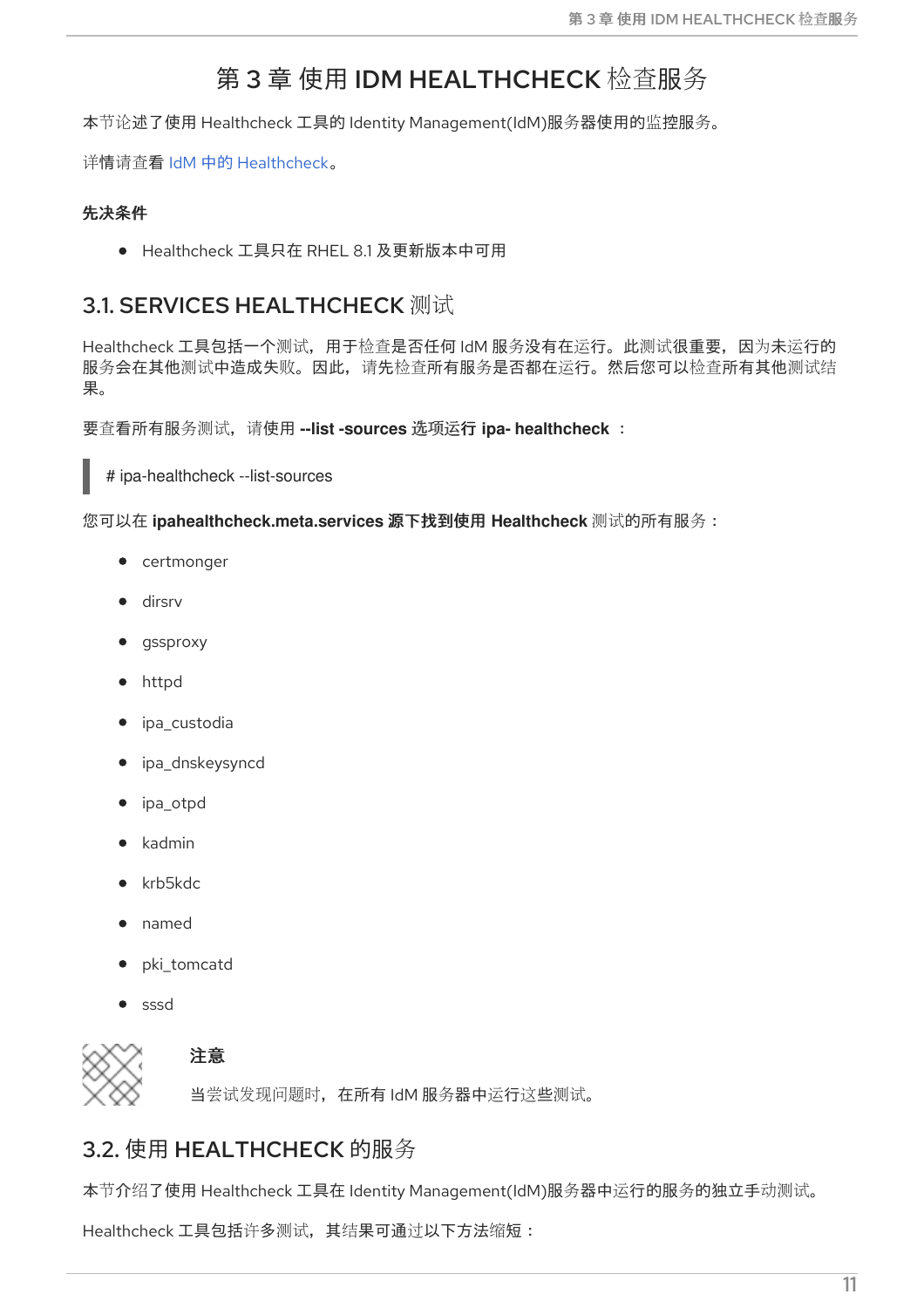# 第 3 章 使用 IDM HEALTHCHECK 检查服务

本节论述了使用 Healthcheck 工具的 Identity Management(IdM)服务器使用的监控服务。

详情请查看 IdM 中的 Healthcheck。

**先决条件**

- Healthcheck 工具只在 RHEL 8.1 及更新版本中可用

## 3.1. SERVICES HEALTHCHECK 测试

Healthcheck 工具包括一个测试，用于检查是否任何 IdM 服务没有在运行。此测试很重要，因为未运行的服务会在其他测试中造成失败。因此，请先检查所有服务是否都在运行。然后您可以检查所有其他测试结果。

要查看所有服务测试，请使用 **--list -sources** 选项运行 **ipa- healthcheck** ：

```
# ipa-healthcheck --list-sources
```

您可以在 **ipahealthcheck.meta.services** 源下找到使用 **Healthcheck** 测试的所有服务：

- certmonger
- dirsrv
- gssproxy
- httpd
- ipa_custodia
- ipa_dnskeysyncd
- ipa_otpd
- kadmin
- krb5kdc
- named
- pki_tomcatd
- sssd

**注意**

当尝试发现问题时，在所有 IdM 服务器中运行这些测试。

## 3.2. 使用 HEALTHCHECK 的服务

本节介绍了使用 Healthcheck 工具在 Identity Management(IdM)服务器中运行的服务的独立手动测试。

Healthcheck 工具包括许多测试，其结果可通过以下方法缩短：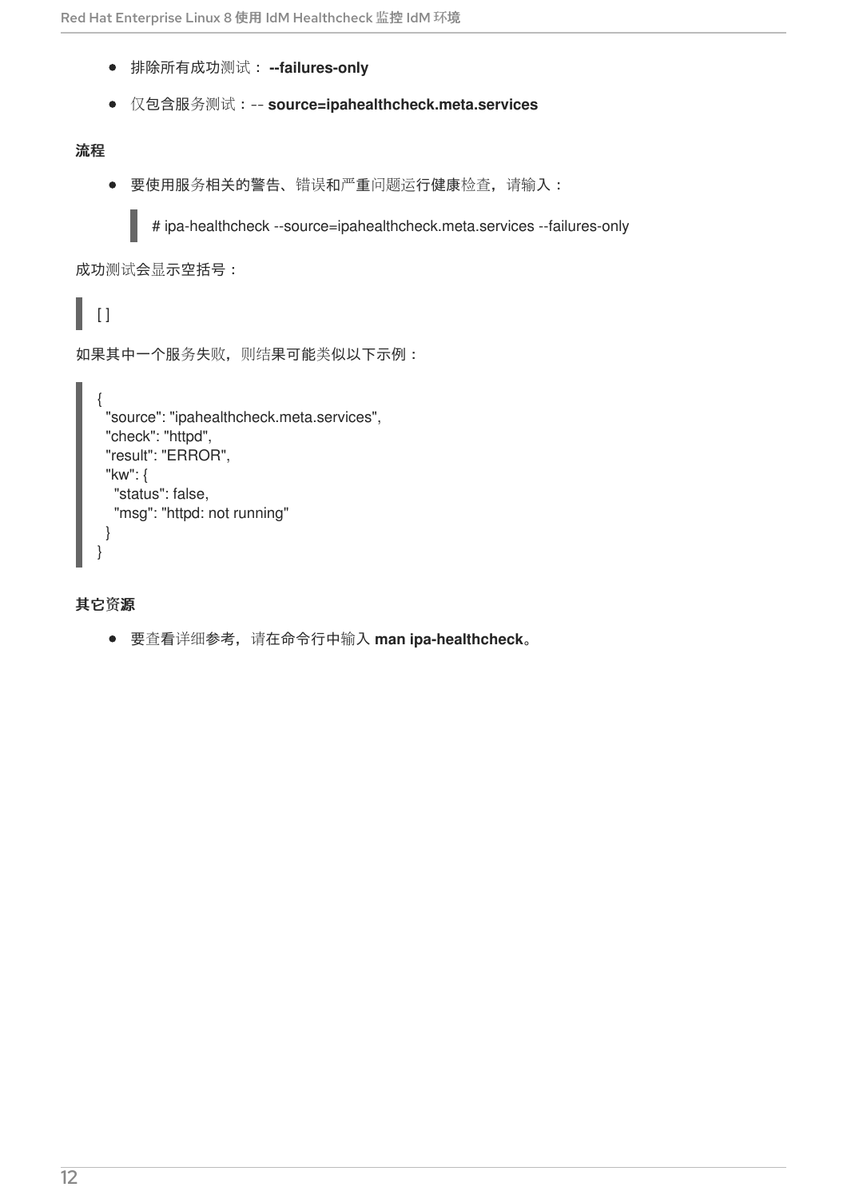- 排除所有成功测试： **--failures-only**
- 仅包含服务测试：-- **source=ipahealthcheck.meta.services**

**流程**

- 要使用服务相关的警告、错误和严重问题运行健康检查，请输入：

```
# ipa-healthcheck --source=ipahealthcheck.meta.services --failures-only
```

成功测试会显示空括号：

```
[ ]
```

如果其中一个服务失败，则结果可能类似以下示例：

```
{
  "source": "ipahealthcheck.meta.services",
  "check": "httpd",
  "result": "ERROR",
  "kw": {
    "status": false,
    "msg": "httpd: not running"
  }
}
```

**其它资源**

- 要查看详细参考，请在命令行中输入 **man ipa-healthcheck**。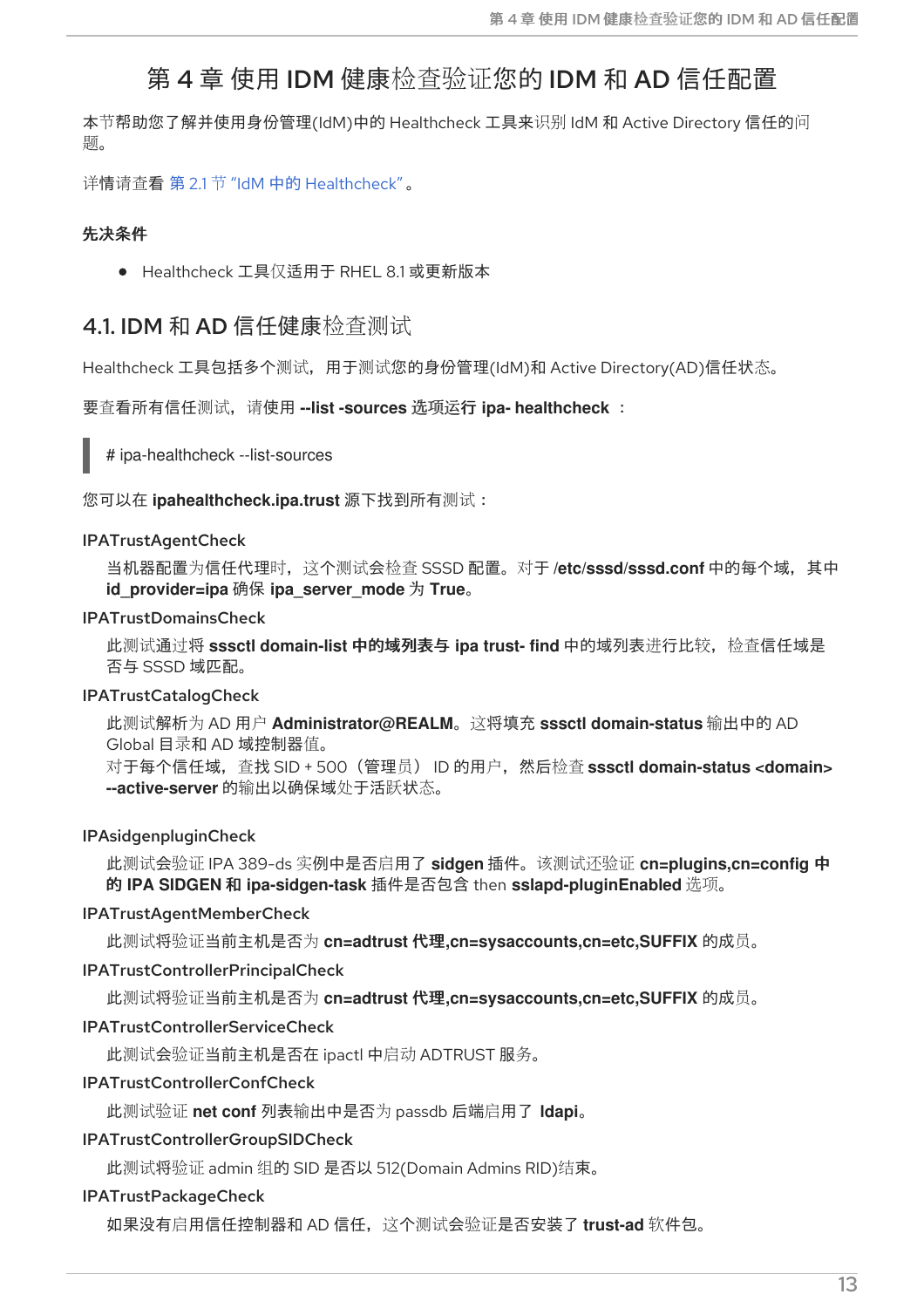# 第 4 章 使用 IDM 健康检查验证您的 IDM 和 AD 信任配置

本节帮助您了解并使用身份管理(IdM)中的 Healthcheck 工具来识别 IdM 和 Active Directory 信任的问题。

详情请查看 第 2.1 节 "IdM 中的 Healthcheck"。

**先决条件**

- Healthcheck 工具仅适用于 RHEL 8.1 或更新版本

## 4.1. IDM 和 AD 信任健康检查测试

Healthcheck 工具包括多个测试，用于测试您的身份管理(IdM)和 Active Directory(AD)信任状态。

要查看所有信任测试，请使用 **--list -sources** 选项运行 **ipa- healthcheck** ：

```
# ipa-healthcheck --list-sources
```

您可以在 **ipahealthcheck.ipa.trust** 源下找到所有测试：

IPATrustAgentCheck

当机器配置为信任代理时，这个测试会检查 SSSD 配置。对于 **/etc/sssd/sssd.conf** 中的每个域，其中 **id_provider=ipa** 确保 **ipa_server_mode** 为 **True**。

IPATrustDomainsCheck

此测试通过将 **sssctl domain-list 中的域列表与 ipa trust- find** 中的域列表进行比较，检查信任域是否与 SSSD 域匹配。

IPATrustCatalogCheck

此测试解析为 AD 用户 **Administrator@REALM**。这将填充 **sssctl domain-status** 输出中的 AD Global 目录和 AD 域控制器值。
对于每个信任域，查找 SID + 500（管理员） ID 的用户，然后检查 **sssctl domain-status <domain> --active-server** 的输出以确保域处于活跃状态。

IPAsidgenpluginCheck

此测试会验证 IPA 389-ds 实例中是否启用了 **sidgen** 插件。该测试还验证 **cn=plugins,cn=config 中的 IPA SIDGEN 和 ipa-sidgen-task** 插件是否包含 then **sslapd-pluginEnabled** 选项。

IPATrustAgentMemberCheck

此测试将验证当前主机是否为 **cn=adtrust 代理,cn=sysaccounts,cn=etc,SUFFIX** 的成员。

IPATrustControllerPrincipalCheck

此测试将验证当前主机是否为 **cn=adtrust 代理,cn=sysaccounts,cn=etc,SUFFIX** 的成员。

IPATrustControllerServiceCheck

此测试会验证当前主机是否在 ipactl 中启动 ADTRUST 服务。

IPATrustControllerConfCheck

此测试验证 **net conf** 列表输出中是否为 passdb 后端启用了 **ldapi**。

IPATrustControllerGroupSIDCheck

此测试将验证 admin 组的 SID 是否以 512(Domain Admins RID)结束。

IPATrustPackageCheck

如果没有启用信任控制器和 AD 信任，这个测试会验证是否安装了 **trust-ad** 软件包。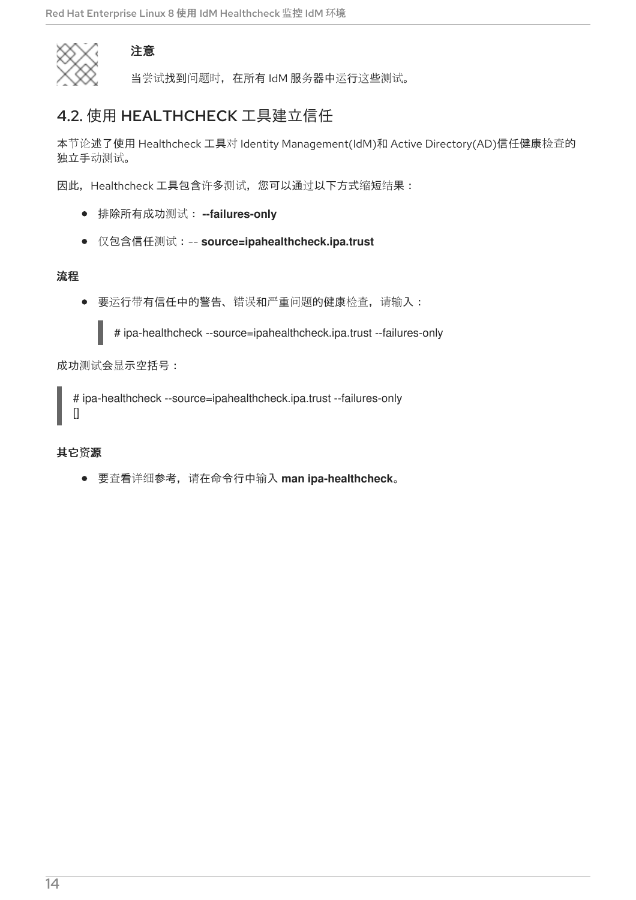**注意**

当尝试找到问题时，在所有 IdM 服务器中运行这些测试。

## 4.2. 使用 HEALTHCHECK 工具建立信任

本节论述了使用 Healthcheck 工具对 Identity Management(IdM)和 Active Directory(AD)信任健康检查的独立手动测试。

因此，Healthcheck 工具包含许多测试，您可以通过以下方式缩短结果：

- 排除所有成功测试： **--failures-only**
- 仅包含信任测试：-- **source=ipahealthcheck.ipa.trust**

**流程**

- 要运行带有信任中的警告、错误和严重问题的健康检查，请输入：

```
# ipa-healthcheck --source=ipahealthcheck.ipa.trust --failures-only
```

成功测试会显示空括号：

```
# ipa-healthcheck --source=ipahealthcheck.ipa.trust --failures-only
[]
```

**其它资源**

- 要查看详细参考，请在命令行中输入 **man ipa-healthcheck**。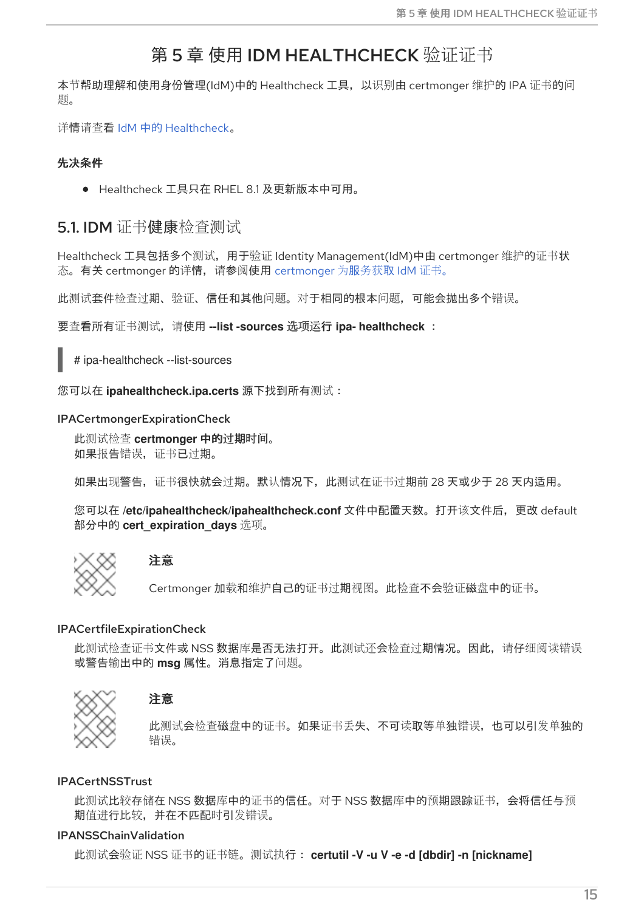# 第 5 章 使用 IDM HEALTHCHECK 验证证书

本节帮助理解和使用身份管理(IdM)中的 Healthcheck 工具，以识别由 certmonger 维护的 IPA 证书的问题。

详情请查看 IdM 中的 Healthcheck。

### 先决条件

- Healthcheck 工具只在 RHEL 8.1 及更新版本中可用。

## 5.1. IDM 证书健康检查测试

Healthcheck 工具包括多个测试，用于验证 Identity Management(IdM)中由 certmonger 维护的证书状态。有关 certmonger 的详情，请参阅使用 certmonger 为服务获取 IdM 证书。

此测试套件检查过期、验证、信任和其他问题。对于相同的根本问题，可能会抛出多个错误。

要查看所有证书测试，请使用 **--list -sources** 选项运行 **ipa- healthcheck** ：

```
# ipa-healthcheck --list-sources
```

您可以在 **ipahealthcheck.ipa.certs** 源下找到所有测试：

IPACertmongerExpirationCheck

此测试检查 **certmonger 中的**过期时间。
如果报告错误，证书已过期。

如果出现警告，证书很快就会过期。默认情况下，此测试在证书过期前 28 天或少于 28 天内适用。

您可以在 **/etc/ipahealthcheck/ipahealthcheck.conf** 文件中配置天数。打开该文件后，更改 default 部分中的 **cert_expiration_days** 选项。

> **注意**
>
> Certmonger 加载和维护自己的证书过期视图。此检查不会验证磁盘中的证书。

IPACertfileExpirationCheck

此测试检查证书文件或 NSS 数据库是否无法打开。此测试还会检查过期情况。因此，请仔细阅读错误或警告输出中的 **msg** 属性。消息指定了问题。

> **注意**
>
> 此测试会检查磁盘中的证书。如果证书丢失、不可读取等单独错误，也可以引发单独的错误。

IPACertNSSTrust

此测试比较存储在 NSS 数据库中的证书的信任。对于 NSS 数据库中的预期跟踪证书，会将信任与预期值进行比较，并在不匹配时引发错误。

IPANSSChainValidation

此测试会验证 NSS 证书的证书链。测试执行： **certutil -V -u V -e -d [dbdir] -n [nickname]**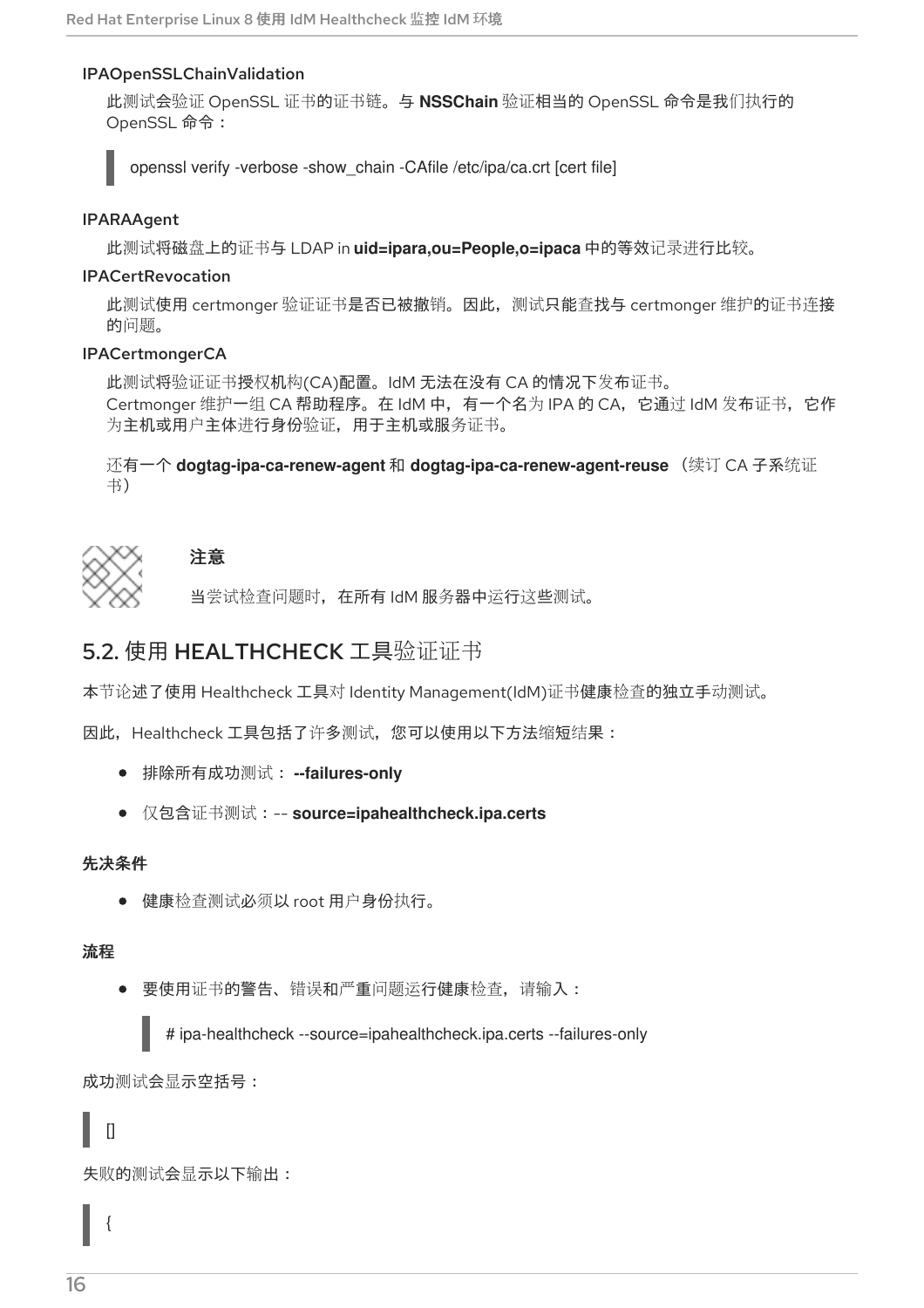IPAOpenSSLChainValidation

此测试会验证 OpenSSL 证书的证书链。与 **NSSChain** 验证相当的 OpenSSL 命令是我们执行的 OpenSSL 命令：

```
openssl verify -verbose -show_chain -CAfile /etc/ipa/ca.crt [cert file]
```

IPARAAgent

此测试将磁盘上的证书与 LDAP in **uid=ipara,ou=People,o=ipaca** 中的等效记录进行比较。

IPACertRevocation

此测试使用 certmonger 验证证书是否已被撤销。因此，测试只能查找与 certmonger 维护的证书连接的问题。

IPACertmongerCA

此测试将验证证书授权机构(CA)配置。IdM 无法在没有 CA 的情况下发布证书。
Certmonger 维护一组 CA 帮助程序。在 IdM 中，有一个名为 IPA 的 CA，它通过 IdM 发布证书，它作为主机或用户主体进行身份验证，用于主机或服务证书。

还有一个 **dogtag-ipa-ca-renew-agent** 和 **dogtag-ipa-ca-renew-agent-reuse** （续订 CA 子系统证书）

> **注意**
>
> 当尝试检查问题时，在所有 IdM 服务器中运行这些测试。

## 5.2. 使用 HEALTHCHECK 工具验证证书

本节论述了使用 Healthcheck 工具对 Identity Management(IdM)证书健康检查的独立手动测试。

因此，Healthcheck 工具包括了许多测试，您可以使用以下方法缩短结果：

- 排除所有成功测试： **--failures-only**
- 仅包含证书测试：-- **source=ipahealthcheck.ipa.certs**

**先决条件**

- 健康检查测试必须以 root 用户身份执行。

**流程**

- 要使用证书的警告、错误和严重问题运行健康检查，请输入：

```
# ipa-healthcheck --source=ipahealthcheck.ipa.certs --failures-only
```

成功测试会显示空括号：

```
[]
```

失败的测试会显示以下输出：

```
{
```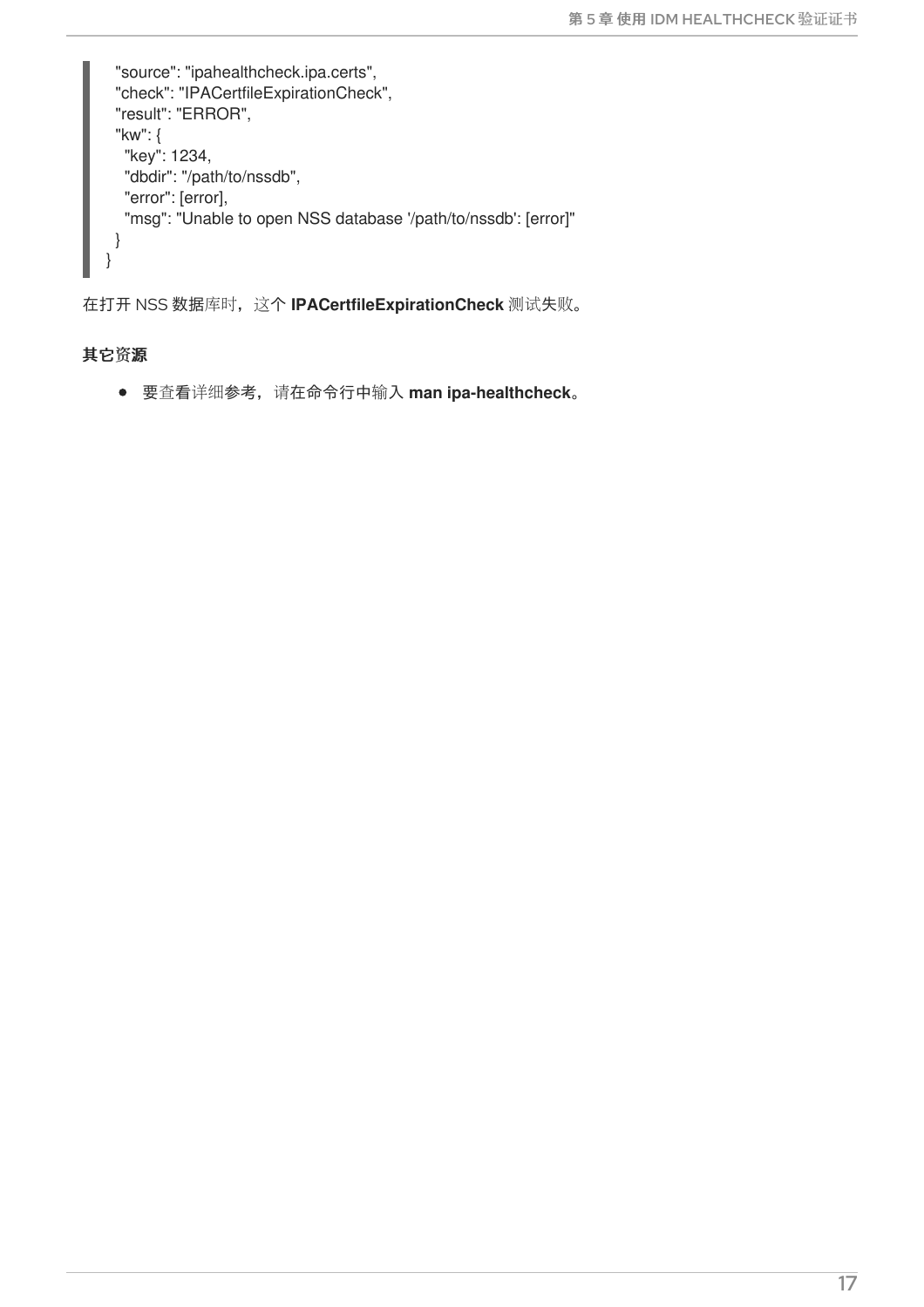```
  "source": "ipahealthcheck.ipa.certs",
  "check": "IPACertfileExpirationCheck",
  "result": "ERROR",
  "kw": {
    "key": 1234,
    "dbdir": "/path/to/nssdb",
    "error": [error],
    "msg": "Unable to open NSS database '/path/to/nssdb': [error]"
  }
}
```

在打开 NSS 数据库时，这个 **IPACertfileExpirationCheck** 测试失败。

**其它资源**

- 要查看详细参考，请在命令行中输入 **man ipa-healthcheck**。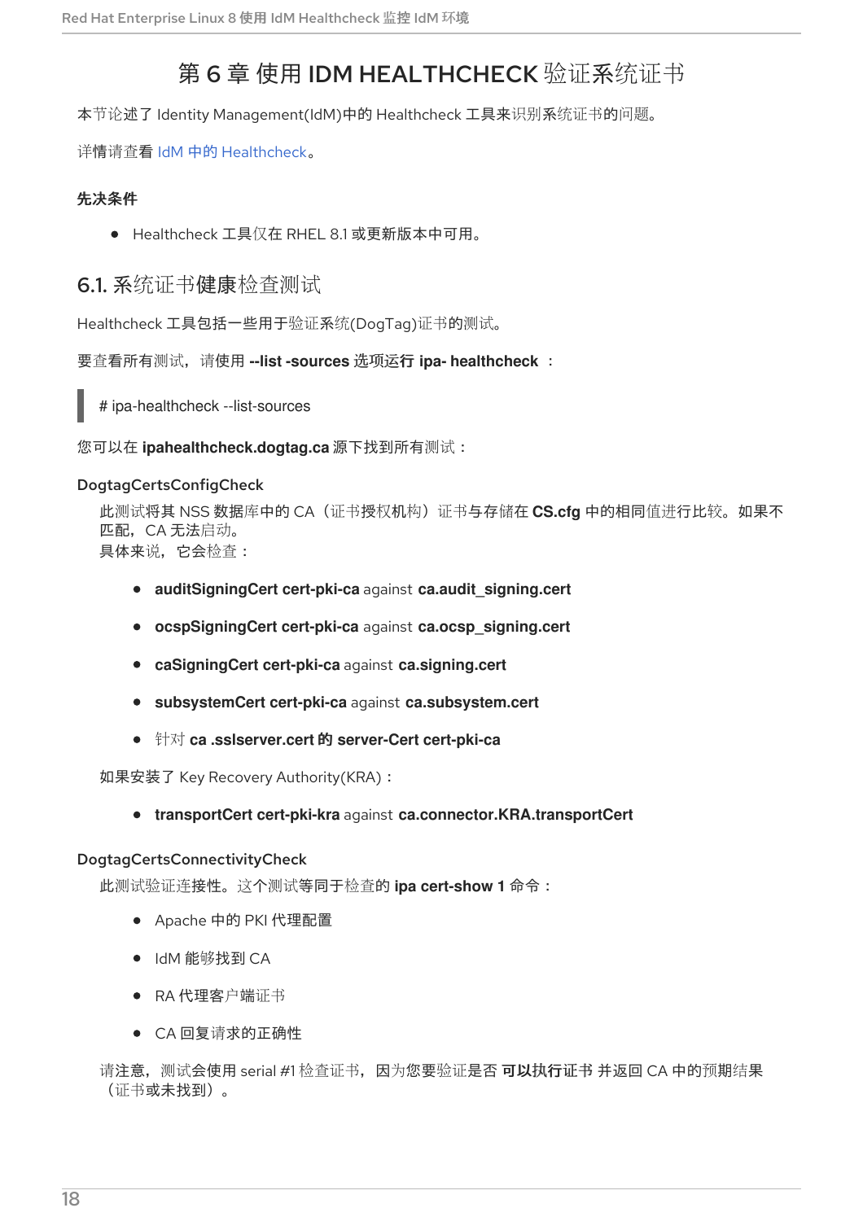# 第 6 章 使用 IDM HEALTHCHECK 验证系统证书

本节论述了 Identity Management(IdM)中的 Healthcheck 工具来识别系统证书的问题。

详情请查看 IdM 中的 Healthcheck。

### 先决条件

- Healthcheck 工具仅在 RHEL 8.1 或更新版本中可用。

## 6.1. 系统证书健康检查测试

Healthcheck 工具包括一些用于验证系统(DogTag)证书的测试。

要查看所有测试，请使用 **--list -sources** 选项运行 **ipa- healthcheck** ：

```
# ipa-healthcheck --list-sources
```

您可以在 **ipahealthcheck.dogtag.ca** 源下找到所有测试：

**DogtagCertsConfigCheck**

此测试将其 NSS 数据库中的 CA（证书授权机构）证书与存储在 **CS.cfg** 中的相同值进行比较。如果不匹配，CA 无法启动。
具体来说，它会检查：

- **auditSigningCert cert-pki-ca** against **ca.audit_signing.cert**
- **ocspSigningCert cert-pki-ca** against **ca.ocsp_signing.cert**
- **caSigningCert cert-pki-ca** against **ca.signing.cert**
- **subsystemCert cert-pki-ca** against **ca.subsystem.cert**
- 针对 **ca .sslserver.cert 的 server-Cert cert-pki-ca**

如果安装了 Key Recovery Authority(KRA)：

- **transportCert cert-pki-kra** against **ca.connector.KRA.transportCert**

**DogtagCertsConnectivityCheck**

此测试验证连接性。这个测试等同于检查的 **ipa cert-show 1** 命令：

- Apache 中的 PKI 代理配置
- IdM 能够找到 CA
- RA 代理客户端证书
- CA 回复请求的正确性

请注意，测试会使用 serial #1 检查证书，因为您要验证是否 **可以执行证书** 并返回 CA 中的预期结果（证书或未找到）。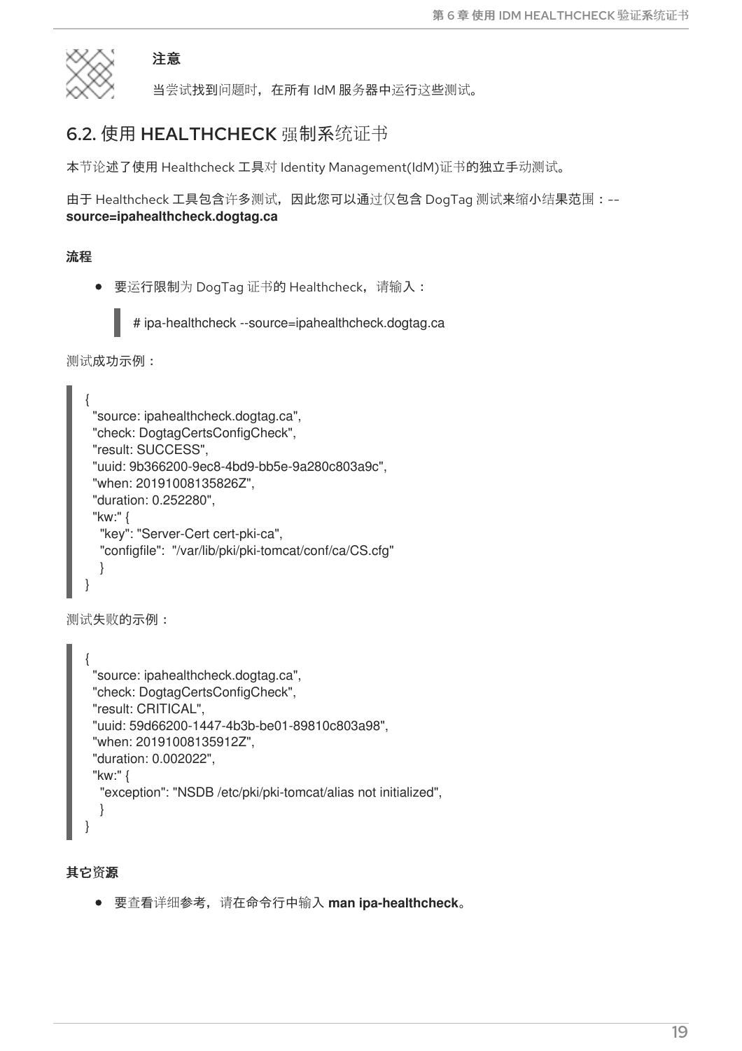> **注意**
>
> 当尝试找到问题时，在所有 IdM 服务器中运行这些测试。

## 6.2. 使用 HEALTHCHECK 强制系统证书

本节论述了使用 Healthcheck 工具对 Identity Management(IdM)证书的独立手动测试。

由于 Healthcheck 工具包含许多测试，因此您可以通过仅包含 DogTag 测试来缩小结果范围：**--source=ipahealthcheck.dogtag.ca**

### 流程

- 要运行限制为 DogTag 证书的 Healthcheck，请输入：

```
# ipa-healthcheck --source=ipahealthcheck.dogtag.ca
```

测试成功示例：

```
{
  "source: ipahealthcheck.dogtag.ca",
  "check: DogtagCertsConfigCheck",
  "result: SUCCESS",
  "uuid: 9b366200-9ec8-4bd9-bb5e-9a280c803a9c",
  "when: 20191008135826Z",
  "duration: 0.252280",
  "kw:" {
    "key": "Server-Cert cert-pki-ca",
    "configfile":  "/var/lib/pki/pki-tomcat/conf/ca/CS.cfg"
    }
}
```

测试失败的示例：

```
{
  "source: ipahealthcheck.dogtag.ca",
  "check: DogtagCertsConfigCheck",
  "result: CRITICAL",
  "uuid: 59d66200-1447-4b3b-be01-89810c803a98",
  "when: 20191008135912Z",
  "duration: 0.002022",
  "kw:" {
    "exception": "NSDB /etc/pki/pki-tomcat/alias not initialized",
    }
}
```

### 其它资源

- 要查看详细参考，请在命令行中输入 **man ipa-healthcheck**。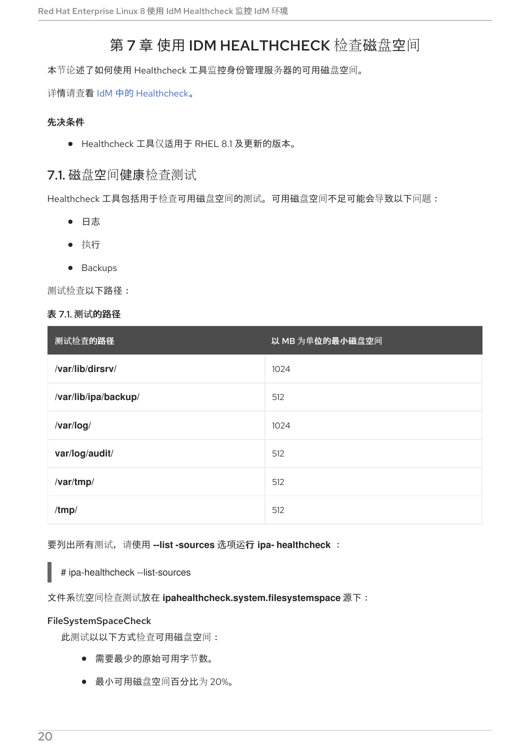# 第 7 章 使用 IDM HEALTHCHECK 检查磁盘空间

本节论述了如何使用 Healthcheck 工具监控身份管理服务器的可用磁盘空间。

详情请查看 IdM 中的 Healthcheck。

**先决条件**

- Healthcheck 工具仅适用于 RHEL 8.1 及更新的版本。

## 7.1. 磁盘空间健康检查测试

Healthcheck 工具包括用于检查可用磁盘空间的测试。可用磁盘空间不足可能会导致以下问题：

- 日志
- 执行
- Backups

测试检查以下路径：

**表 7.1. 测试的路径**

| 测试检查的路径 | 以 MB 为单位的最小磁盘空间 |
| --- | --- |
| **/var/lib/dirsrv/** | 1024 |
| **/var/lib/ipa/backup/** | 512 |
| **/var/log/** | 1024 |
| **var/log/audit/** | 512 |
| **/var/tmp/** | 512 |
| **/tmp/** | 512 |

要列出所有测试，请使用 **--list -sources** 选项运行 **ipa- healthcheck** ：

```
# ipa-healthcheck --list-sources
```

文件系统空间检查测试放在 **ipahealthcheck.system.filesystemspace** 源下：

**FileSystemSpaceCheck**

此测试以以下方式检查可用磁盘空间：

- 需要最少的原始可用字节数。
- 最小可用磁盘空间百分比为 20%。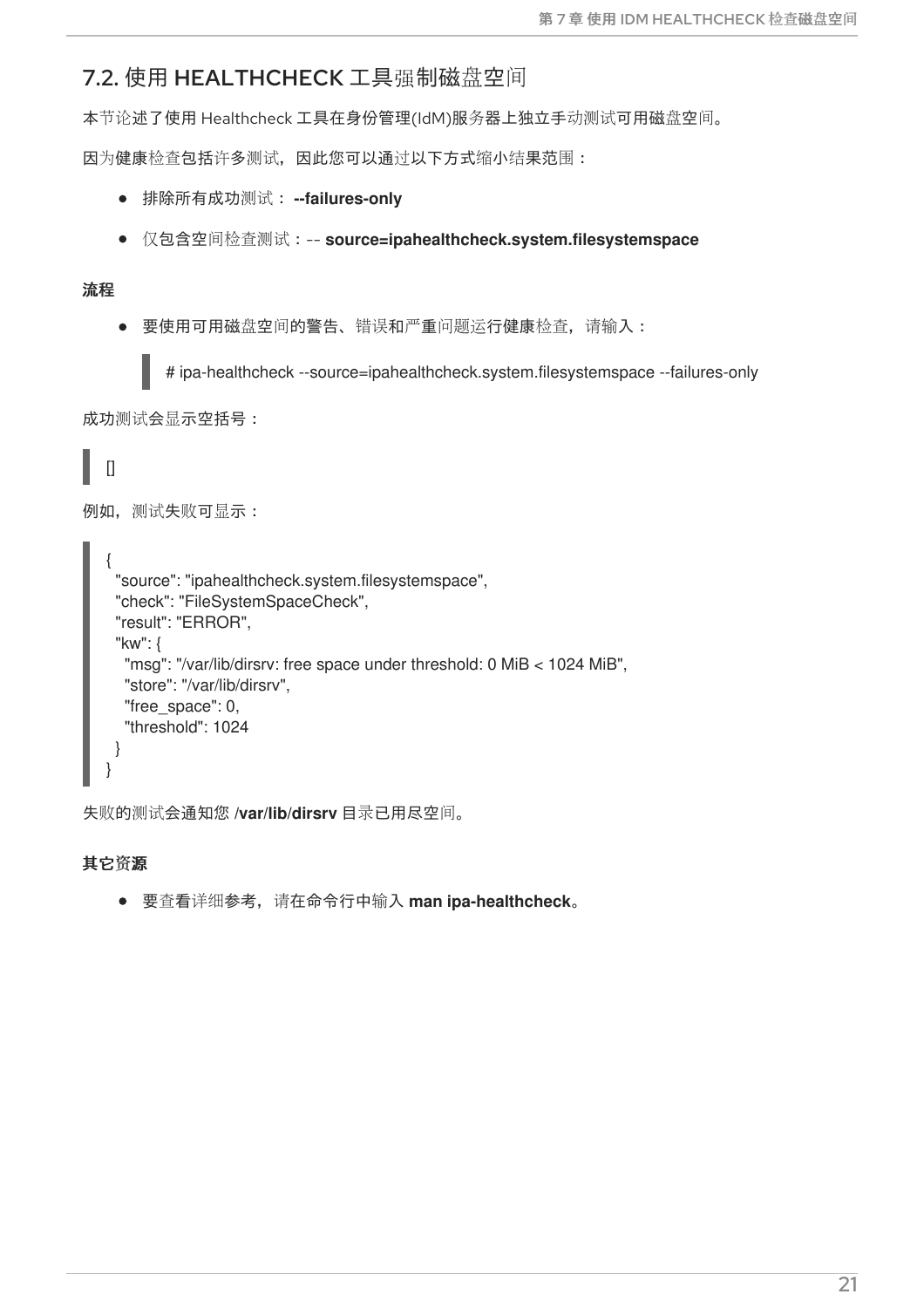## 7.2. 使用 HEALTHCHECK 工具强制磁盘空间

本节论述了使用 Healthcheck 工具在身份管理(IdM)服务器上独立手动测试可用磁盘空间。

因为健康检查包括许多测试，因此您可以通过以下方式缩小结果范围：

- 排除所有成功测试： **--failures-only**
- 仅包含空间检查测试：-- **source=ipahealthcheck.system.filesystemspace**

**流程**

- 要使用可用磁盘空间的警告、错误和严重问题运行健康检查，请输入：

```
# ipa-healthcheck --source=ipahealthcheck.system.filesystemspace --failures-only
```

成功测试会显示空括号：

```
[]
```

例如，测试失败可显示：

```
{
  "source": "ipahealthcheck.system.filesystemspace",
  "check": "FileSystemSpaceCheck",
  "result": "ERROR",
  "kw": {
    "msg": "/var/lib/dirsrv: free space under threshold: 0 MiB < 1024 MiB",
    "store": "/var/lib/dirsrv",
    "free_space": 0,
    "threshold": 1024
  }
}
```

失败的测试会通知您 **/var/lib/dirsrv** 目录已用尽空间。

**其它资源**

- 要查看详细参考，请在命令行中输入 **man ipa-healthcheck**。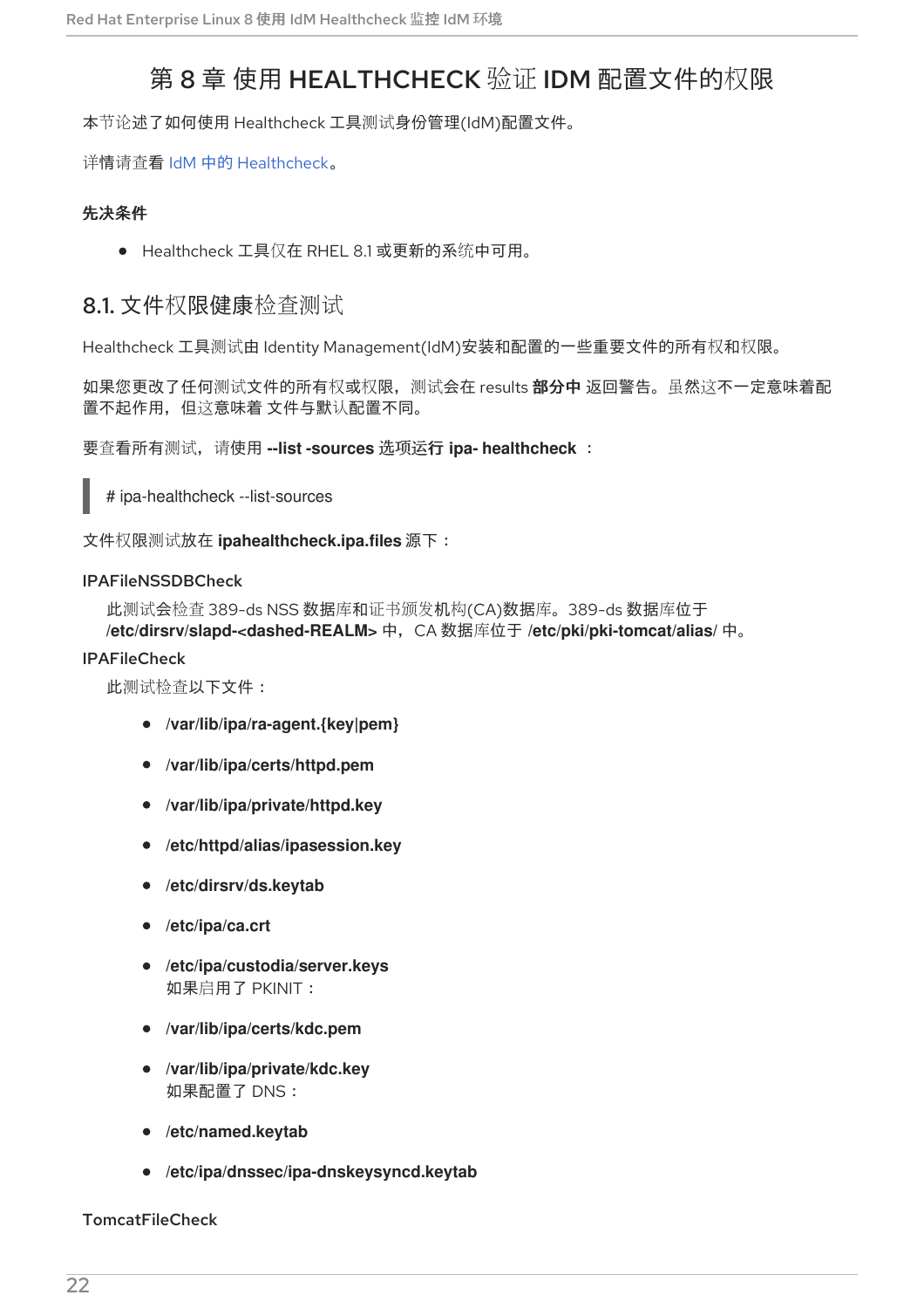# 第 8 章 使用 HEALTHCHECK 验证 IDM 配置文件的权限

本节论述了如何使用 Healthcheck 工具测试身份管理(IdM)配置文件。

详情请查看 IdM 中的 Healthcheck。

### 先决条件

- Healthcheck 工具仅在 RHEL 8.1 或更新的系统中可用。

## 8.1. 文件权限健康检查测试

Healthcheck 工具测试由 Identity Management(IdM)安装和配置的一些重要文件的所有权和权限。

如果您更改了任何测试文件的所有权或权限，测试会在 results **部分中** 返回警告。虽然这不一定意味着配置不起作用，但这意味着 文件与默认配置不同。

要查看所有测试，请使用 **--list -sources** 选项运行 **ipa- healthcheck** ：

```
# ipa-healthcheck --list-sources
```

文件权限测试放在 **ipahealthcheck.ipa.files** 源下：

IPAFileNSSDBCheck

此测试会检查 389-ds NSS 数据库和证书颁发机构(CA)数据库。389-ds 数据库位于 **/etc/dirsrv/slapd-<dashed-REALM>** 中，CA 数据库位于 **/etc/pki/pki-tomcat/alias/** 中。

IPAFileCheck

此测试检查以下文件：

- **/var/lib/ipa/ra-agent.{key|pem}**
- **/var/lib/ipa/certs/httpd.pem**
- **/var/lib/ipa/private/httpd.key**
- **/etc/httpd/alias/ipasession.key**
- **/etc/dirsrv/ds.keytab**
- **/etc/ipa/ca.crt**
- **/etc/ipa/custodia/server.keys**
  如果启用了 PKINIT：
- **/var/lib/ipa/certs/kdc.pem**
- **/var/lib/ipa/private/kdc.key**
  如果配置了 DNS：
- **/etc/named.keytab**
- **/etc/ipa/dnssec/ipa-dnskeysyncd.keytab**

TomcatFileCheck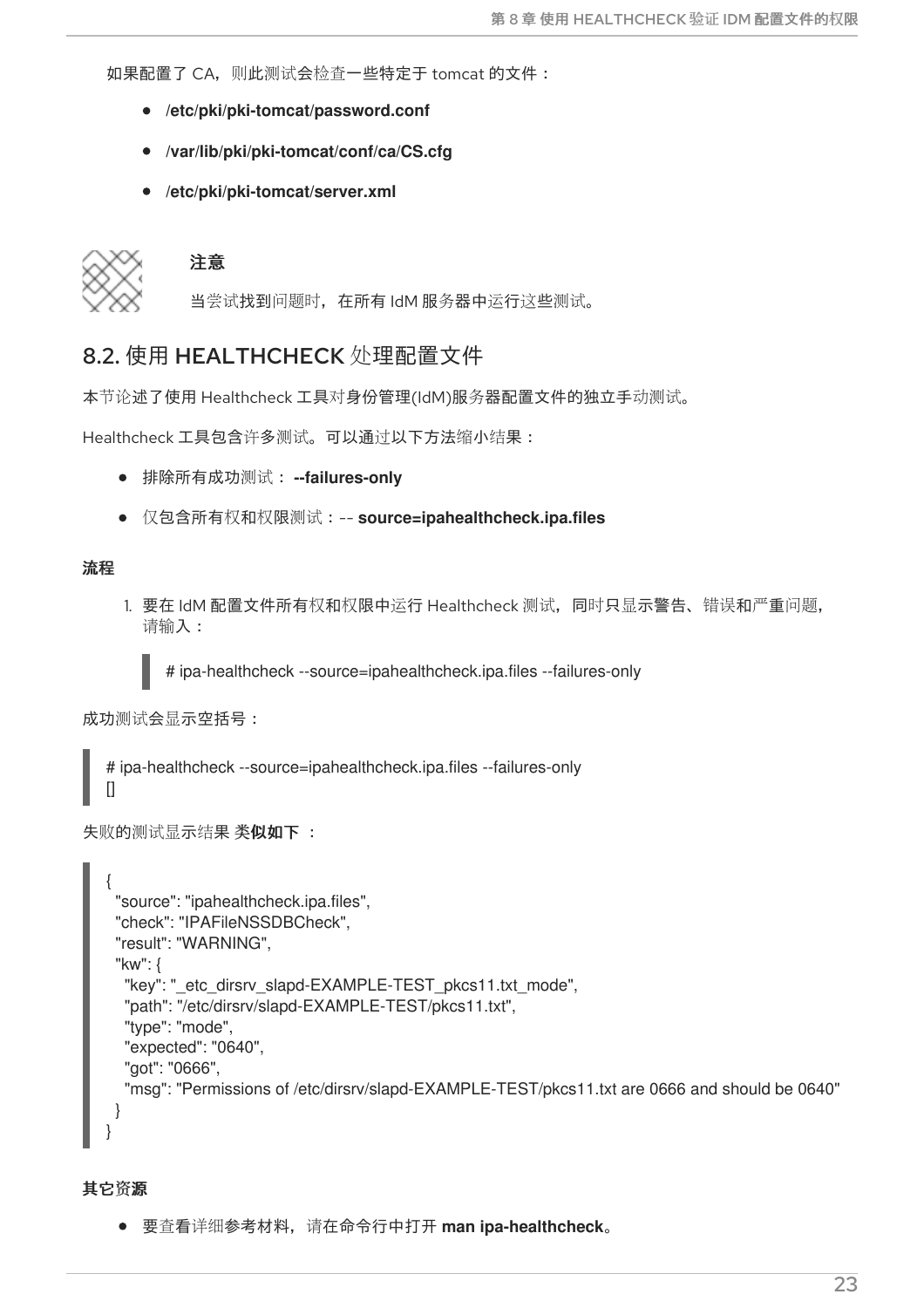如果配置了 CA，则此测试会检查一些特定于 tomcat 的文件：

- **/etc/pki/pki-tomcat/password.conf**
- **/var/lib/pki/pki-tomcat/conf/ca/CS.cfg**
- **/etc/pki/pki-tomcat/server.xml**

> **注意**
>
> 当尝试找到问题时，在所有 IdM 服务器中运行这些测试。

## 8.2. 使用 HEALTHCHECK 处理配置文件

本节论述了使用 Healthcheck 工具对身份管理(IdM)服务器配置文件的独立手动测试。

Healthcheck 工具包含许多测试。可以通过以下方法缩小结果：

- 排除所有成功测试： **--failures-only**
- 仅包含所有权和权限测试：-- **source=ipahealthcheck.ipa.files**

**流程**

1. 要在 IdM 配置文件所有权和权限中运行 Healthcheck 测试，同时只显示警告、错误和严重问题，请输入：

```
# ipa-healthcheck --source=ipahealthcheck.ipa.files --failures-only
```

成功测试会显示空括号：

```
# ipa-healthcheck --source=ipahealthcheck.ipa.files --failures-only
[]
```

失败的测试显示结果 类**似如下** ：

```
{
  "source": "ipahealthcheck.ipa.files",
  "check": "IPAFileNSSDBCheck",
  "result": "WARNING",
  "kw": {
    "key": "_etc_dirsrv_slapd-EXAMPLE-TEST_pkcs11.txt_mode",
    "path": "/etc/dirsrv/slapd-EXAMPLE-TEST/pkcs11.txt",
    "type": "mode",
    "expected": "0640",
    "got": "0666",
    "msg": "Permissions of /etc/dirsrv/slapd-EXAMPLE-TEST/pkcs11.txt are 0666 and should be 0640"
  }
}
```

**其它资源**

- 要查看详细参考材料，请在命令行中打开 **man ipa-healthcheck**。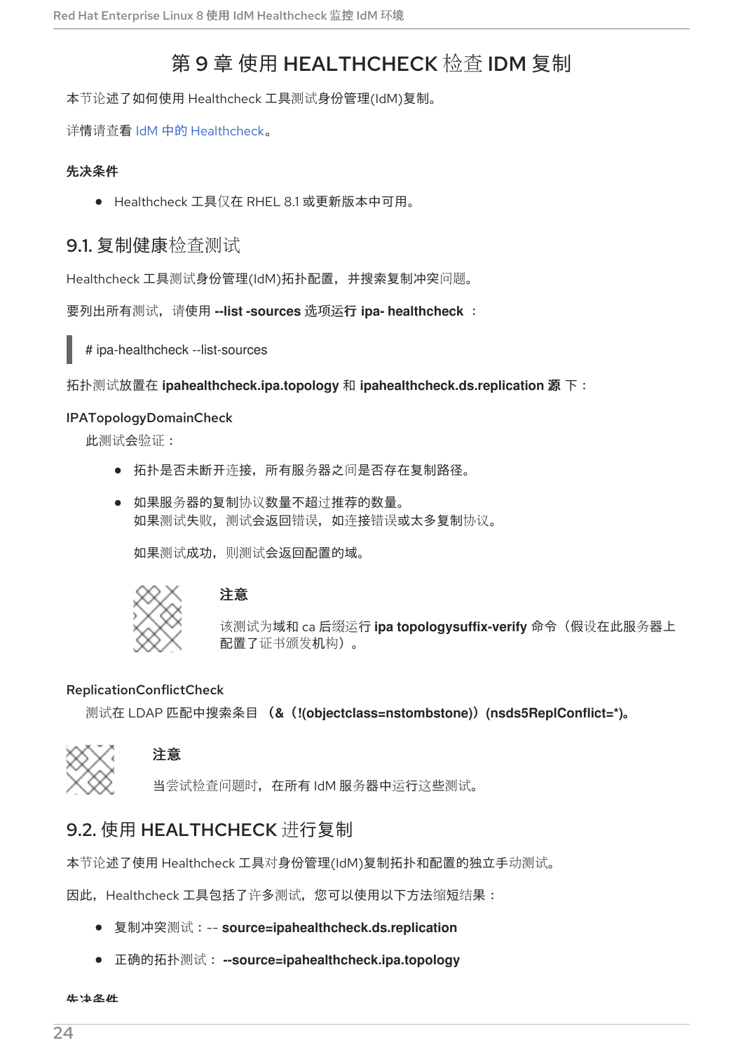# 第 9 章 使用 HEALTHCHECK 检查 IDM 复制

本节论述了如何使用 Healthcheck 工具测试身份管理(IdM)复制。

详情请查看 IdM 中的 Healthcheck。

**先决条件**

- Healthcheck 工具仅在 RHEL 8.1 或更新版本中可用。

## 9.1. 复制健康检查测试

Healthcheck 工具测试身份管理(IdM)拓扑配置，并搜索复制冲突问题。

要列出所有测试，请使用 **--list -sources** 选项运行 **ipa- healthcheck** ：

```
# ipa-healthcheck --list-sources
```

拓扑测试放置在 **ipahealthcheck.ipa.topology** 和 **ipahealthcheck.ds.replication 源** 下：

**IPATopologyDomainCheck**

此测试会验证：

- 拓扑是否未断开连接，所有服务器之间是否存在复制路径。
- 如果服务器的复制协议数量不超过推荐的数量。
  如果测试失败，测试会返回错误，如连接错误或太多复制协议。

  如果测试成功，则测试会返回配置的域。

> **注意**
>
> 该测试为域和 ca 后缀运行 **ipa topologysuffix-verify** 命令（假设在此服务器上配置了证书颁发机构）。

**ReplicationConflictCheck**

测试在 LDAP 匹配中搜索条目 **（&（!(objectclass=nstombstone)）(nsds5ReplConflict=*)。**

> **注意**
>
> 当尝试检查问题时，在所有 IdM 服务器中运行这些测试。

## 9.2. 使用 HEALTHCHECK 进行复制

本节论述了使用 Healthcheck 工具对身份管理(IdM)复制拓扑和配置的独立手动测试。

因此，Healthcheck 工具包括了许多测试，您可以使用以下方法缩短结果：

- 复制冲突测试：-- **source=ipahealthcheck.ds.replication**
- 正确的拓扑测试： **--source=ipahealthcheck.ipa.topology**

**先决条件**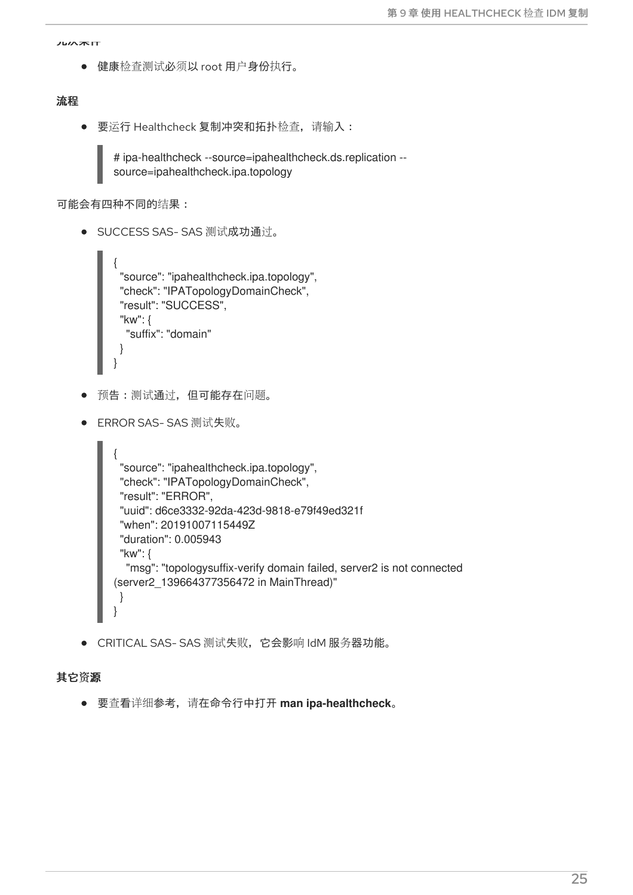**先决条件**

- 健康检查测试必须以 root 用户身份执行。

**流程**

- 要运行 Healthcheck 复制冲突和拓扑检查，请输入：

```
# ipa-healthcheck --source=ipahealthcheck.ds.replication --
source=ipahealthcheck.ipa.topology
```

可能会有四种不同的结果：

- SUCCESS SAS- SAS 测试成功通过。

```
{
  "source": "ipahealthcheck.ipa.topology",
  "check": "IPATopologyDomainCheck",
  "result": "SUCCESS",
  "kw": {
    "suffix": "domain"
  }
}
```

- 预告：测试通过，但可能存在问题。
- ERROR SAS- SAS 测试失败。

```
{
  "source": "ipahealthcheck.ipa.topology",
  "check": "IPATopologyDomainCheck",
  "result": "ERROR",
  "uuid": d6ce3332-92da-423d-9818-e79f49ed321f
  "when": 20191007115449Z
  "duration": 0.005943
  "kw": {
    "msg": "topologysuffix-verify domain failed, server2 is not connected
(server2_139664377356472 in MainThread)"
  }
}
```

- CRITICAL SAS- SAS 测试失败，它会影响 IdM 服务器功能。

**其它资源**

- 要查看详细参考，请在命令行中打开 **man ipa-healthcheck**。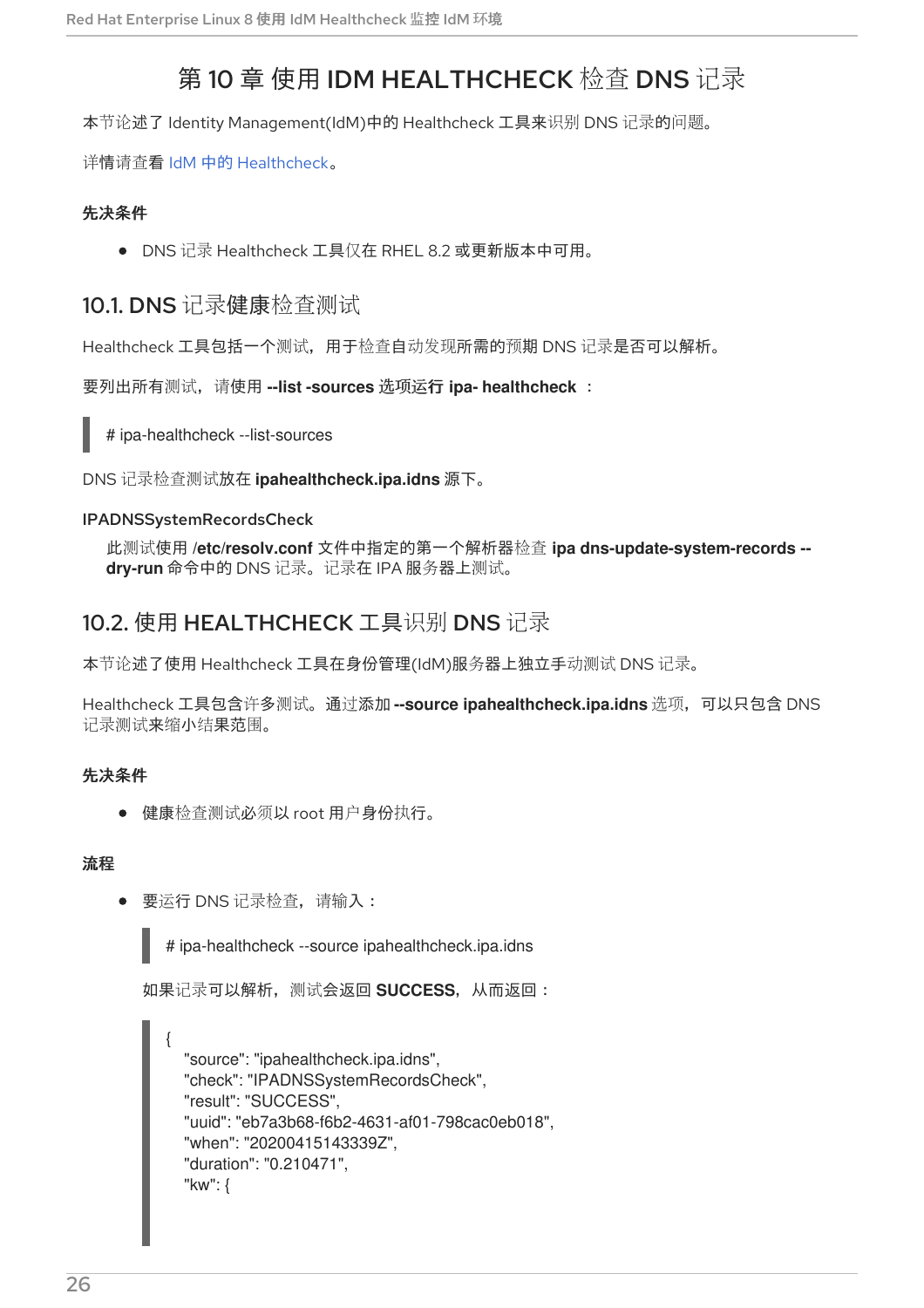# 第 10 章 使用 IDM HEALTHCHECK 检查 DNS 记录

本节论述了 Identity Management(IdM)中的 Healthcheck 工具来识别 DNS 记录的问题。

详情请查看 IdM 中的 Healthcheck。

**先决条件**

- DNS 记录 Healthcheck 工具仅在 RHEL 8.2 或更新版本中可用。

## 10.1. DNS 记录健康检查测试

Healthcheck 工具包括一个测试，用于检查自动发现所需的预期 DNS 记录是否可以解析。

要列出所有测试，请使用 **--list -sources** 选项运行 **ipa- healthcheck** ：

```
# ipa-healthcheck --list-sources
```

DNS 记录检查测试放在 **ipahealthcheck.ipa.idns** 源下。

**IPADNSSystemRecordsCheck**

此测试使用 **/etc/resolv.conf** 文件中指定的第一个解析器检查 **ipa dns-update-system-records --dry-run** 命令中的 DNS 记录。记录在 IPA 服务器上测试。

## 10.2. 使用 HEALTHCHECK 工具识别 DNS 记录

本节论述了使用 Healthcheck 工具在身份管理(IdM)服务器上独立手动测试 DNS 记录。

Healthcheck 工具包含许多测试。通过添加 **--source ipahealthcheck.ipa.idns** 选项，可以只包含 DNS 记录测试来缩小结果范围。

**先决条件**

- 健康检查测试必须以 root 用户身份执行。

**流程**

- 要运行 DNS 记录检查，请输入：

  ```
  # ipa-healthcheck --source ipahealthcheck.ipa.idns
  ```

  如果记录可以解析，测试会返回 **SUCCESS**，从而返回：

  ```
  {
     "source": "ipahealthcheck.ipa.idns",
     "check": "IPADNSSystemRecordsCheck",
     "result": "SUCCESS",
     "uuid": "eb7a3b68-f6b2-4631-af01-798cac0eb018",
     "when": "20200415143339Z",
     "duration": "0.210471",
     "kw": {
  ```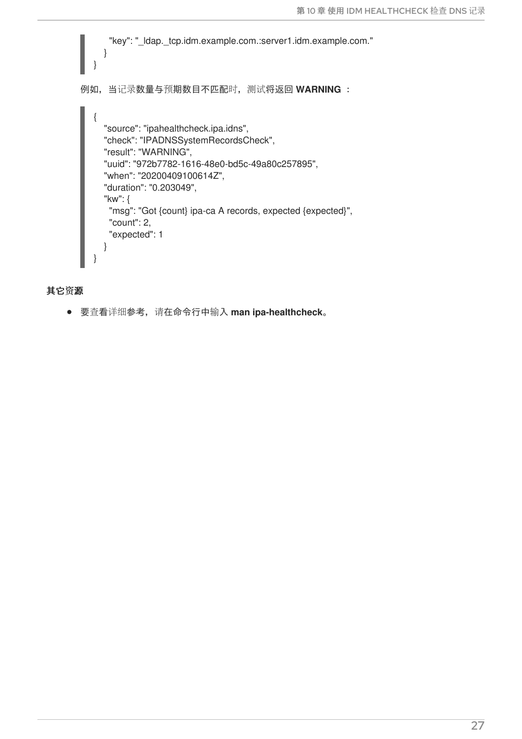```
        "key": "_ldap._tcp.idm.example.com.:server1.idm.example.com."
    }
}
```

例如，当记录数量与预期数目不匹配时，测试将返回 **WARNING** ：

```
{
    "source": "ipahealthcheck.ipa.idns",
    "check": "IPADNSSystemRecordsCheck",
    "result": "WARNING",
    "uuid": "972b7782-1616-48e0-bd5c-49a80c257895",
    "when": "20200409100614Z",
    "duration": "0.203049",
    "kw": {
      "msg": "Got {count} ipa-ca A records, expected {expected}",
      "count": 2,
      "expected": 1
    }
}
```

**其它资源**

- 要查看详细参考，请在命令行中输入 **man ipa-healthcheck**。